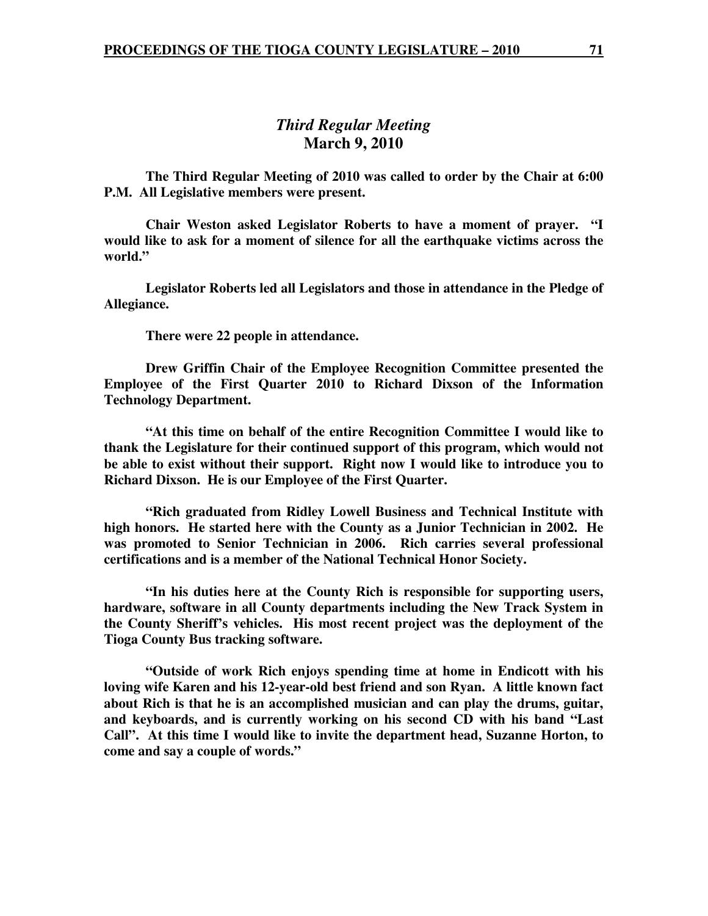## *Third Regular Meeting*
## March 9, 2010

**The Third Regular Meeting of 2010 was called to order by the Chair at 6:00 P.M. All Legislative members were present.**

**Chair Weston asked Legislator Roberts to have a moment of prayer. "I would like to ask for a moment of silence for all the earthquake victims across the world."**

**Legislator Roberts led all Legislators and those in attendance in the Pledge of Allegiance.**

**There were 22 people in attendance.**

**Drew Griffin Chair of the Employee Recognition Committee presented the Employee of the First Quarter 2010 to Richard Dixson of the Information Technology Department.**

**"At this time on behalf of the entire Recognition Committee I would like to thank the Legislature for their continued support of this program, which would not be able to exist without their support. Right now I would like to introduce you to Richard Dixson. He is our Employee of the First Quarter.**

**"Rich graduated from Ridley Lowell Business and Technical Institute with high honors. He started here with the County as a Junior Technician in 2002. He was promoted to Senior Technician in 2006. Rich carries several professional certifications and is a member of the National Technical Honor Society.**

**"In his duties here at the County Rich is responsible for supporting users, hardware, software in all County departments including the New Track System in the County Sheriff's vehicles. His most recent project was the deployment of the Tioga County Bus tracking software.**

**"Outside of work Rich enjoys spending time at home in Endicott with his loving wife Karen and his 12-year-old best friend and son Ryan. A little known fact about Rich is that he is an accomplished musician and can play the drums, guitar, and keyboards, and is currently working on his second CD with his band "Last Call". At this time I would like to invite the department head, Suzanne Horton, to come and say a couple of words."**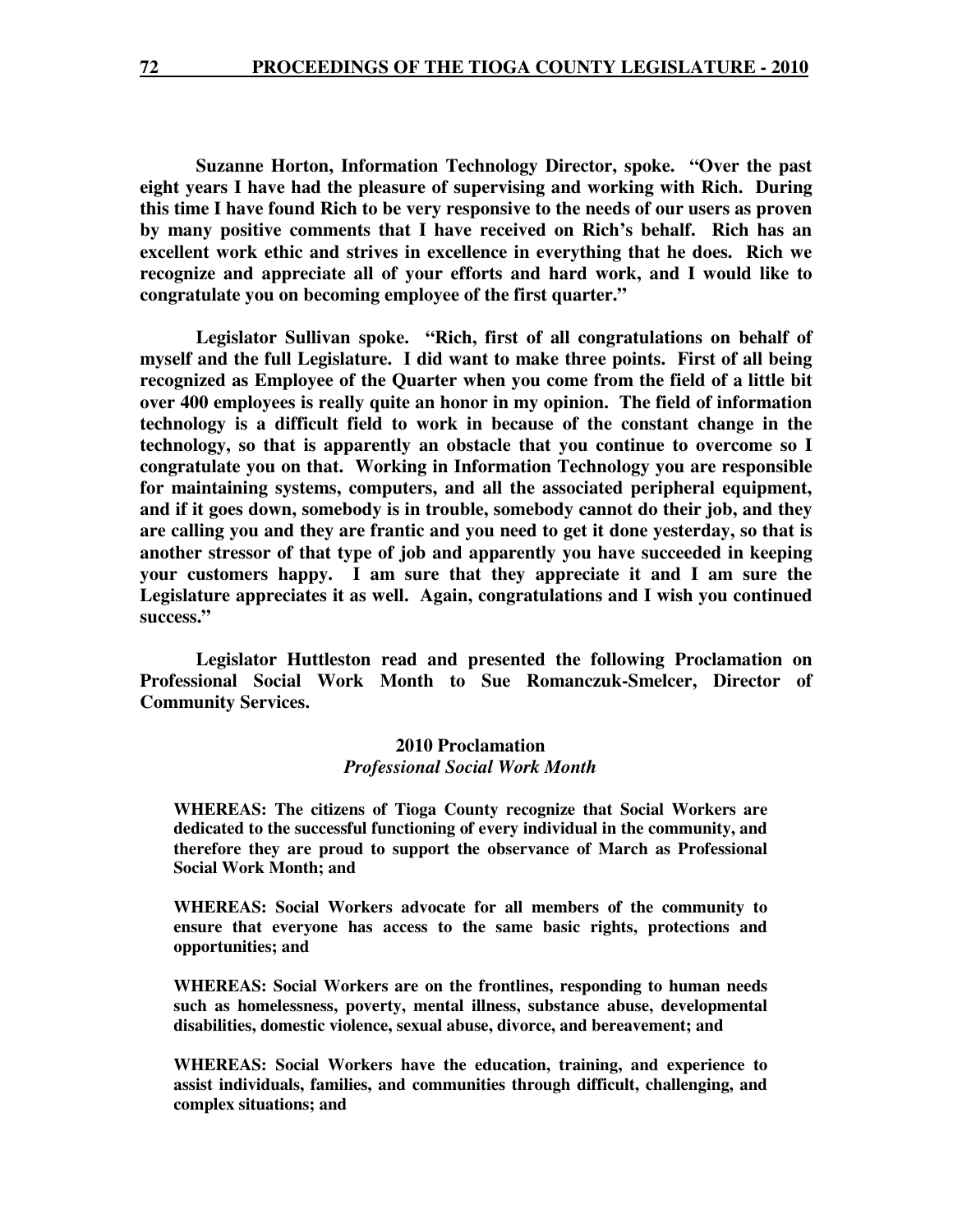**Suzanne Horton, Information Technology Director, spoke. "Over the past eight years I have had the pleasure of supervising and working with Rich. During this time I have found Rich to be very responsive to the needs of our users as proven by many positive comments that I have received on Rich's behalf. Rich has an excellent work ethic and strives in excellence in everything that he does. Rich we recognize and appreciate all of your efforts and hard work, and I would like to congratulate you on becoming employee of the first quarter."**

**Legislator Sullivan spoke. "Rich, first of all congratulations on behalf of myself and the full Legislature. I did want to make three points. First of all being recognized as Employee of the Quarter when you come from the field of a little bit over 400 employees is really quite an honor in my opinion. The field of information technology is a difficult field to work in because of the constant change in the technology, so that is apparently an obstacle that you continue to overcome so I congratulate you on that. Working in Information Technology you are responsible for maintaining systems, computers, and all the associated peripheral equipment, and if it goes down, somebody is in trouble, somebody cannot do their job, and they are calling you and they are frantic and you need to get it done yesterday, so that is another stressor of that type of job and apparently you have succeeded in keeping your customers happy. I am sure that they appreciate it and I am sure the Legislature appreciates it as well. Again, congratulations and I wish you continued success."**

**Legislator Huttleston read and presented the following Proclamation on Professional Social Work Month to Sue Romanczuk-Smelcer, Director of Community Services.**

**2010 Proclamation**
***Professional Social Work Month***

**WHEREAS: The citizens of Tioga County recognize that Social Workers are dedicated to the successful functioning of every individual in the community, and therefore they are proud to support the observance of March as Professional Social Work Month; and**

**WHEREAS: Social Workers advocate for all members of the community to ensure that everyone has access to the same basic rights, protections and opportunities; and**

**WHEREAS: Social Workers are on the frontlines, responding to human needs such as homelessness, poverty, mental illness, substance abuse, developmental disabilities, domestic violence, sexual abuse, divorce, and bereavement; and**

**WHEREAS: Social Workers have the education, training, and experience to assist individuals, families, and communities through difficult, challenging, and complex situations; and**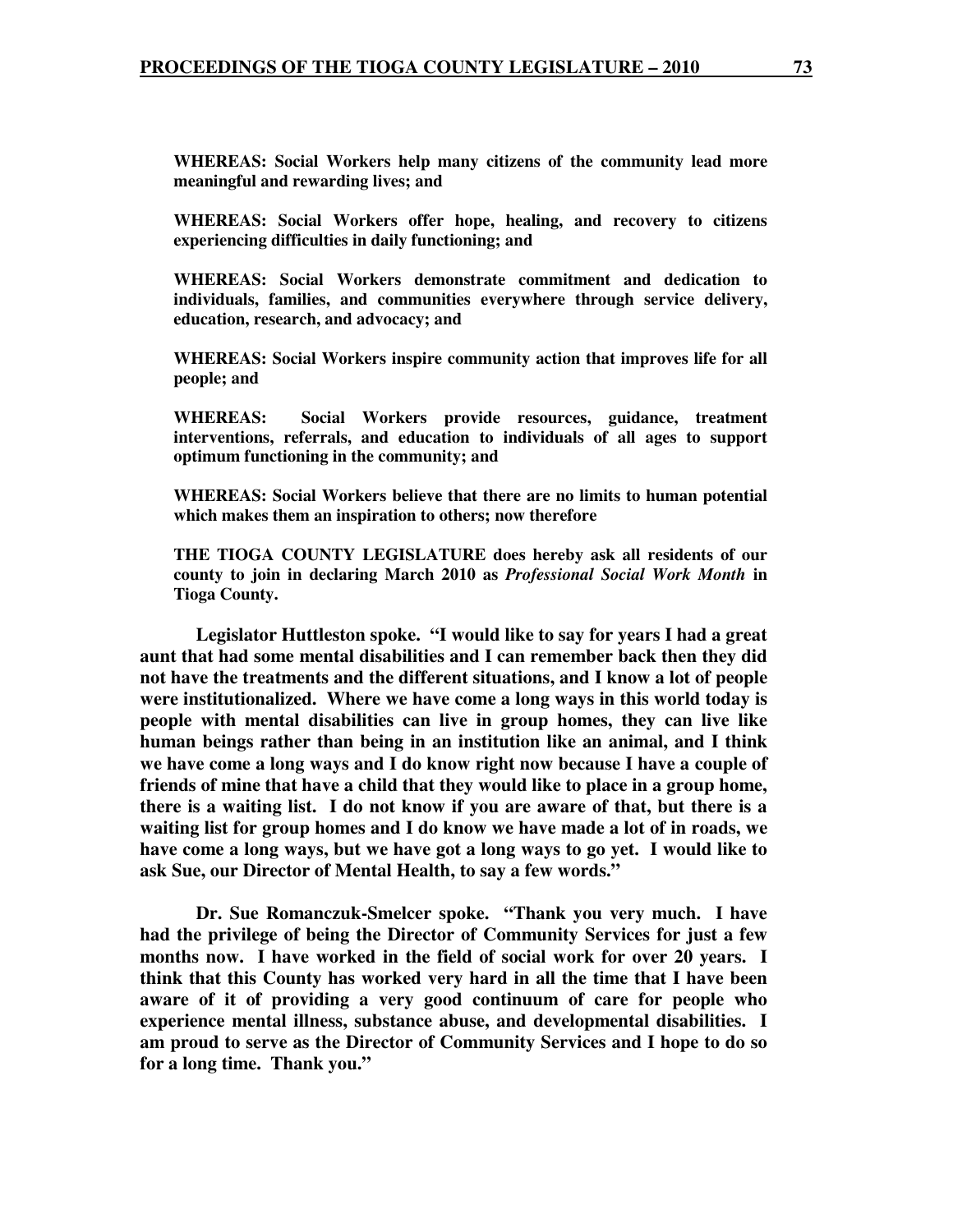**WHEREAS: Social Workers help many citizens of the community lead more meaningful and rewarding lives; and**

**WHEREAS: Social Workers offer hope, healing, and recovery to citizens experiencing difficulties in daily functioning; and**

**WHEREAS: Social Workers demonstrate commitment and dedication to individuals, families, and communities everywhere through service delivery, education, research, and advocacy; and**

**WHEREAS: Social Workers inspire community action that improves life for all people; and**

**WHEREAS: Social Workers provide resources, guidance, treatment interventions, referrals, and education to individuals of all ages to support optimum functioning in the community; and**

**WHEREAS: Social Workers believe that there are no limits to human potential which makes them an inspiration to others; now therefore**

**THE TIOGA COUNTY LEGISLATURE does hereby ask all residents of our county to join in declaring March 2010 as *Professional Social Work Month* in Tioga County.**

**Legislator Huttleston spoke. "I would like to say for years I had a great aunt that had some mental disabilities and I can remember back then they did not have the treatments and the different situations, and I know a lot of people were institutionalized. Where we have come a long ways in this world today is people with mental disabilities can live in group homes, they can live like human beings rather than being in an institution like an animal, and I think we have come a long ways and I do know right now because I have a couple of friends of mine that have a child that they would like to place in a group home, there is a waiting list. I do not know if you are aware of that, but there is a waiting list for group homes and I do know we have made a lot of in roads, we have come a long ways, but we have got a long ways to go yet. I would like to ask Sue, our Director of Mental Health, to say a few words."**

**Dr. Sue Romanczuk-Smelcer spoke. "Thank you very much. I have had the privilege of being the Director of Community Services for just a few months now. I have worked in the field of social work for over 20 years. I think that this County has worked very hard in all the time that I have been aware of it of providing a very good continuum of care for people who experience mental illness, substance abuse, and developmental disabilities. I am proud to serve as the Director of Community Services and I hope to do so for a long time. Thank you."**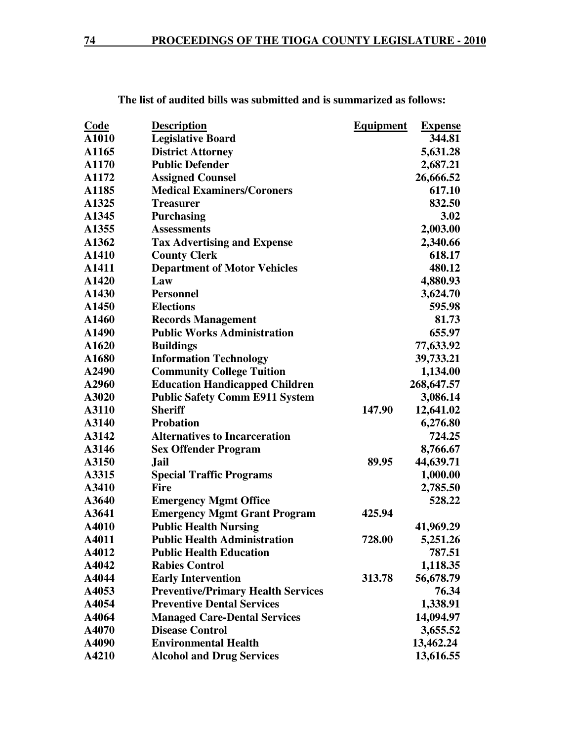**The list of audited bills was submitted and is summarized as follows:**

| Code | Description | Equipment | Expense |
|---|---|---|---|
| A1010 | Legislative Board | | 344.81 |
| A1165 | District Attorney | | 5,631.28 |
| A1170 | Public Defender | | 2,687.21 |
| A1172 | Assigned Counsel | | 26,666.52 |
| A1185 | Medical Examiners/Coroners | | 617.10 |
| A1325 | Treasurer | | 832.50 |
| A1345 | Purchasing | | 3.02 |
| A1355 | Assessments | | 2,003.00 |
| A1362 | Tax Advertising and Expense | | 2,340.66 |
| A1410 | County Clerk | | 618.17 |
| A1411 | Department of Motor Vehicles | | 480.12 |
| A1420 | Law | | 4,880.93 |
| A1430 | Personnel | | 3,624.70 |
| A1450 | Elections | | 595.98 |
| A1460 | Records Management | | 81.73 |
| A1490 | Public Works Administration | | 655.97 |
| A1620 | Buildings | | 77,633.92 |
| A1680 | Information Technology | | 39,733.21 |
| A2490 | Community College Tuition | | 1,134.00 |
| A2960 | Education Handicapped Children | | 268,647.57 |
| A3020 | Public Safety Comm E911 System | | 3,086.14 |
| A3110 | Sheriff | 147.90 | 12,641.02 |
| A3140 | Probation | | 6,276.80 |
| A3142 | Alternatives to Incarceration | | 724.25 |
| A3146 | Sex Offender Program | | 8,766.67 |
| A3150 | Jail | 89.95 | 44,639.71 |
| A3315 | Special Traffic Programs | | 1,000.00 |
| A3410 | Fire | | 2,785.50 |
| A3640 | Emergency Mgmt Office | | 528.22 |
| A3641 | Emergency Mgmt Grant Program | 425.94 | |
| A4010 | Public Health Nursing | | 41,969.29 |
| A4011 | Public Health Administration | 728.00 | 5,251.26 |
| A4012 | Public Health Education | | 787.51 |
| A4042 | Rabies Control | | 1,118.35 |
| A4044 | Early Intervention | 313.78 | 56,678.79 |
| A4053 | Preventive/Primary Health Services | | 76.34 |
| A4054 | Preventive Dental Services | | 1,338.91 |
| A4064 | Managed Care-Dental Services | | 14,094.97 |
| A4070 | Disease Control | | 3,655.52 |
| A4090 | Environmental Health | | 13,462.24 |
| A4210 | Alcohol and Drug Services | | 13,616.55 |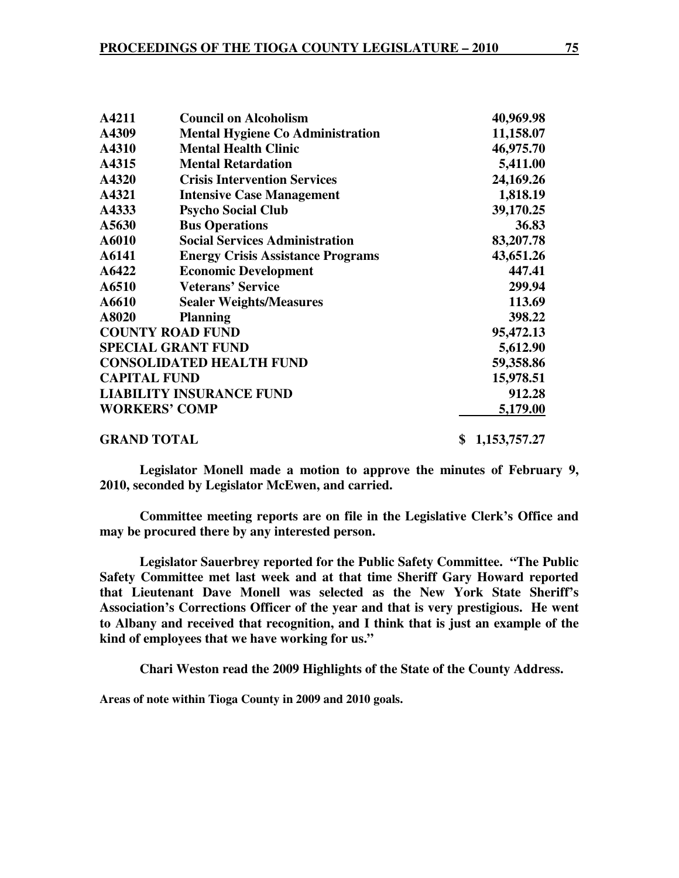| | | |
|---|---|---|
| **A4211** | **Council on Alcoholism** | **40,969.98** |
| **A4309** | **Mental Hygiene Co Administration** | **11,158.07** |
| **A4310** | **Mental Health Clinic** | **46,975.70** |
| **A4315** | **Mental Retardation** | **5,411.00** |
| **A4320** | **Crisis Intervention Services** | **24,169.26** |
| **A4321** | **Intensive Case Management** | **1,818.19** |
| **A4333** | **Psycho Social Club** | **39,170.25** |
| **A5630** | **Bus Operations** | **36.83** |
| **A6010** | **Social Services Administration** | **83,207.78** |
| **A6141** | **Energy Crisis Assistance Programs** | **43,651.26** |
| **A6422** | **Economic Development** | **447.41** |
| **A6510** | **Veterans' Service** | **299.94** |
| **A6610** | **Sealer Weights/Measures** | **113.69** |
| **A8020** | **Planning** | **398.22** |
| **COUNTY ROAD FUND** | | **95,472.13** |
| **SPECIAL GRANT FUND** | | **5,612.90** |
| **CONSOLIDATED HEALTH FUND** | | **59,358.86** |
| **CAPITAL FUND** | | **15,978.51** |
| **LIABILITY INSURANCE FUND** | | **912.28** |
| **WORKERS' COMP** | | **5,179.00** |
| **GRAND TOTAL** | | **$ 1,153,757.27** |

**Legislator Monell made a motion to approve the minutes of February 9, 2010, seconded by Legislator McEwen, and carried.**

**Committee meeting reports are on file in the Legislative Clerk's Office and may be procured there by any interested person.**

**Legislator Sauerbrey reported for the Public Safety Committee. "The Public Safety Committee met last week and at that time Sheriff Gary Howard reported that Lieutenant Dave Monell was selected as the New York State Sheriff's Association's Corrections Officer of the year and that is very prestigious. He went to Albany and received that recognition, and I think that is just an example of the kind of employees that we have working for us."**

**Chari Weston read the 2009 Highlights of the State of the County Address.**

**Areas of note within Tioga County in 2009 and 2010 goals.**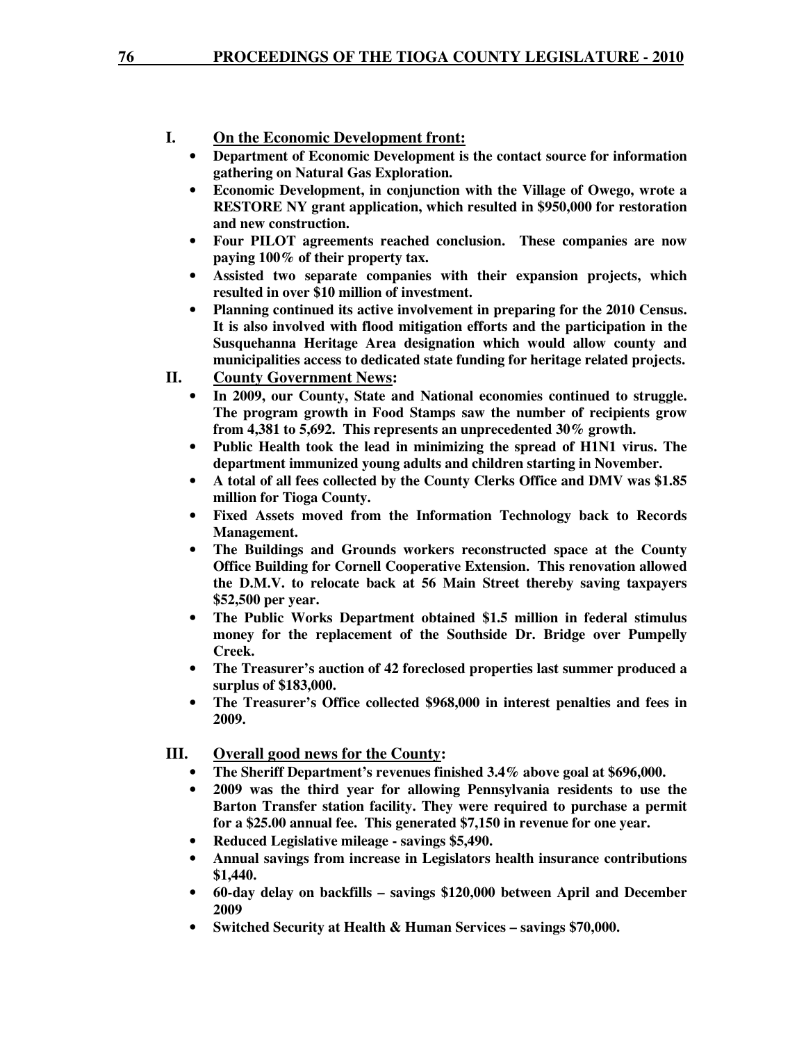**I. On the Economic Development front:**

- **Department of Economic Development is the contact source for information gathering on Natural Gas Exploration.**
- **Economic Development, in conjunction with the Village of Owego, wrote a RESTORE NY grant application, which resulted in $950,000 for restoration and new construction.**
- **Four PILOT agreements reached conclusion. These companies are now paying 100% of their property tax.**
- **Assisted two separate companies with their expansion projects, which resulted in over $10 million of investment.**
- **Planning continued its active involvement in preparing for the 2010 Census. It is also involved with flood mitigation efforts and the participation in the Susquehanna Heritage Area designation which would allow county and municipalities access to dedicated state funding for heritage related projects.**

**II. County Government News:**

- **In 2009, our County, State and National economies continued to struggle. The program growth in Food Stamps saw the number of recipients grow from 4,381 to 5,692. This represents an unprecedented 30% growth.**
- **Public Health took the lead in minimizing the spread of H1N1 virus. The department immunized young adults and children starting in November.**
- **A total of all fees collected by the County Clerks Office and DMV was $1.85 million for Tioga County.**
- **Fixed Assets moved from the Information Technology back to Records Management.**
- **The Buildings and Grounds workers reconstructed space at the County Office Building for Cornell Cooperative Extension. This renovation allowed the D.M.V. to relocate back at 56 Main Street thereby saving taxpayers $52,500 per year.**
- **The Public Works Department obtained $1.5 million in federal stimulus money for the replacement of the Southside Dr. Bridge over Pumpelly Creek.**
- **The Treasurer's auction of 42 foreclosed properties last summer produced a surplus of $183,000.**
- **The Treasurer's Office collected $968,000 in interest penalties and fees in 2009.**

**III. Overall good news for the County:**

- **The Sheriff Department's revenues finished 3.4% above goal at $696,000.**
- **2009 was the third year for allowing Pennsylvania residents to use the Barton Transfer station facility. They were required to purchase a permit for a $25.00 annual fee. This generated $7,150 in revenue for one year.**
- **Reduced Legislative mileage - savings $5,490.**
- **Annual savings from increase in Legislators health insurance contributions $1,440.**
- **60-day delay on backfills – savings $120,000 between April and December 2009**
- **Switched Security at Health & Human Services – savings $70,000.**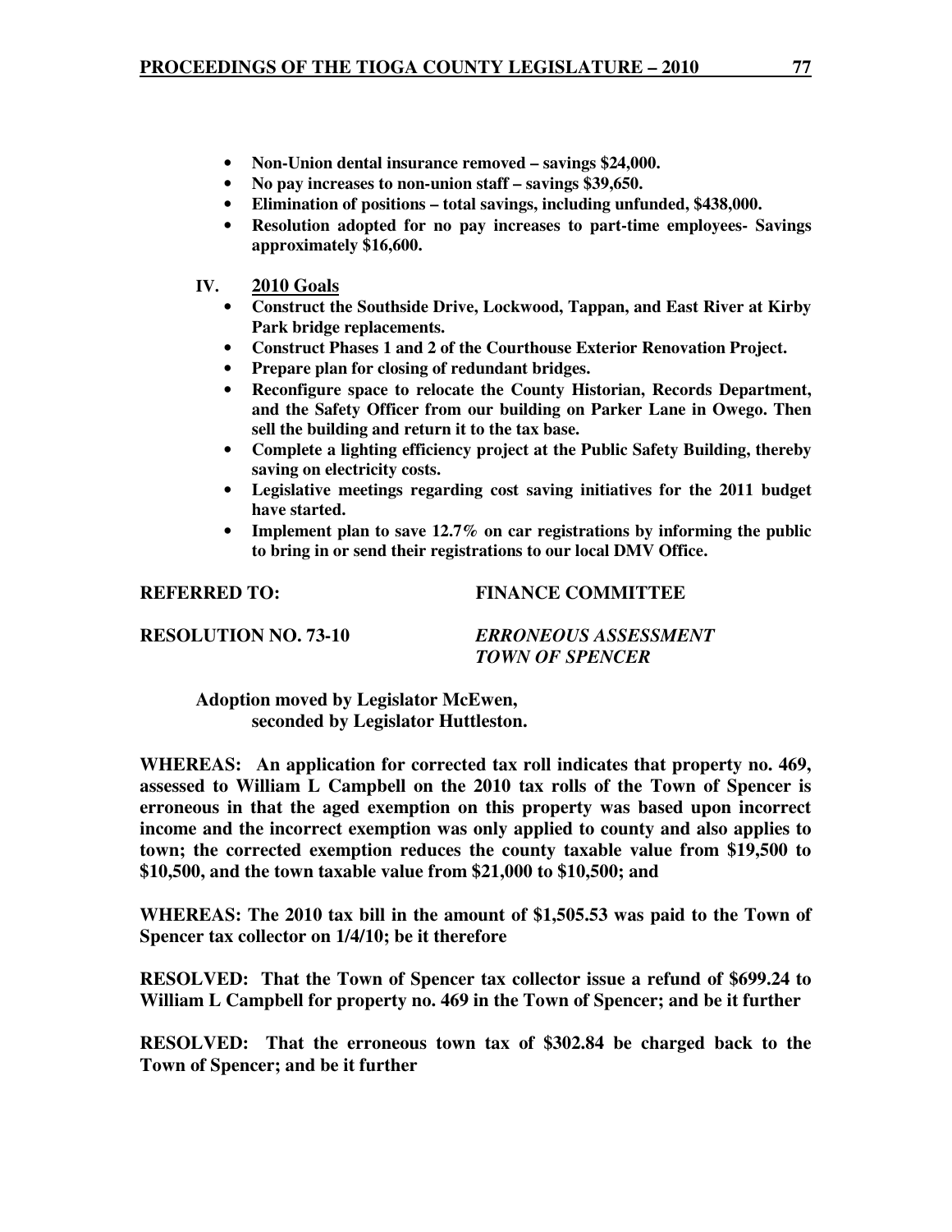- **Non-Union dental insurance removed – savings $24,000.**
- **No pay increases to non-union staff – savings $39,650.**
- **Elimination of positions – total savings, including unfunded, $438,000.**
- **Resolution adopted for no pay increases to part-time employees- Savings approximately $16,600.**

**IV. 2010 Goals**

- **Construct the Southside Drive, Lockwood, Tappan, and East River at Kirby Park bridge replacements.**
- **Construct Phases 1 and 2 of the Courthouse Exterior Renovation Project.**
- **Prepare plan for closing of redundant bridges.**
- **Reconfigure space to relocate the County Historian, Records Department, and the Safety Officer from our building on Parker Lane in Owego. Then sell the building and return it to the tax base.**
- **Complete a lighting efficiency project at the Public Safety Building, thereby saving on electricity costs.**
- **Legislative meetings regarding cost saving initiatives for the 2011 budget have started.**
- **Implement plan to save 12.7% on car registrations by informing the public to bring in or send their registrations to our local DMV Office.**

**REFERRED TO: FINANCE COMMITTEE**

**RESOLUTION NO. 73-10** ***ERRONEOUS ASSESSMENT TOWN OF SPENCER***

**Adoption moved by Legislator McEwen, seconded by Legislator Huttleston.**

**WHEREAS: An application for corrected tax roll indicates that property no. 469, assessed to William L Campbell on the 2010 tax rolls of the Town of Spencer is erroneous in that the aged exemption on this property was based upon incorrect income and the incorrect exemption was only applied to county and also applies to town; the corrected exemption reduces the county taxable value from $19,500 to $10,500, and the town taxable value from $21,000 to $10,500; and**

**WHEREAS: The 2010 tax bill in the amount of $1,505.53 was paid to the Town of Spencer tax collector on 1/4/10; be it therefore**

**RESOLVED: That the Town of Spencer tax collector issue a refund of $699.24 to William L Campbell for property no. 469 in the Town of Spencer; and be it further**

**RESOLVED: That the erroneous town tax of $302.84 be charged back to the Town of Spencer; and be it further**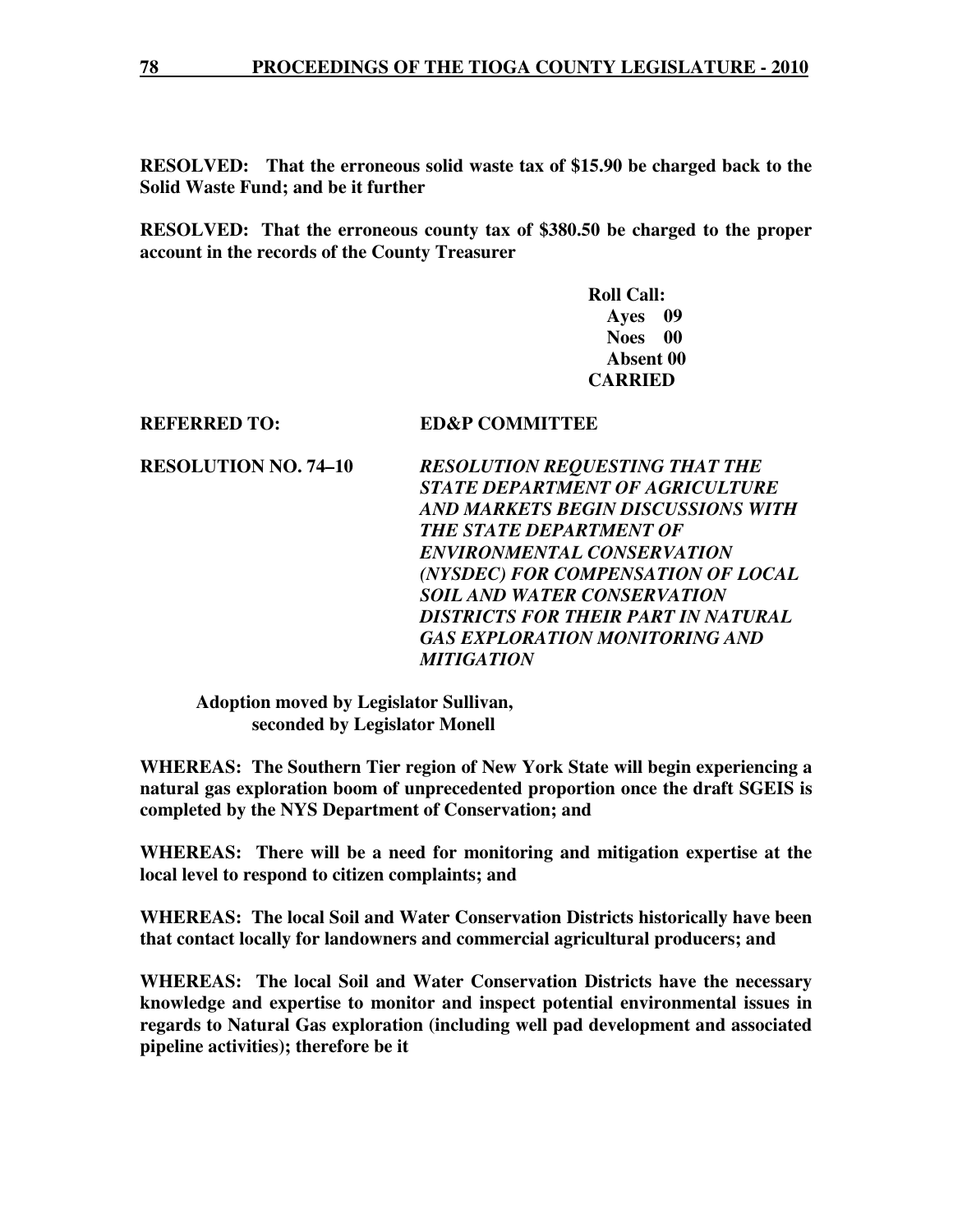**RESOLVED: That the erroneous solid waste tax of $15.90 be charged back to the Solid Waste Fund; and be it further**

**RESOLVED: That the erroneous county tax of $380.50 be charged to the proper account in the records of the County Treasurer**

**Roll Call:**
**Ayes 09**
**Noes 00**
**Absent 00**
**CARRIED**

**REFERRED TO: ED&P COMMITTEE**

**RESOLUTION NO. 74–10** ***RESOLUTION REQUESTING THAT THE STATE DEPARTMENT OF AGRICULTURE AND MARKETS BEGIN DISCUSSIONS WITH THE STATE DEPARTMENT OF ENVIRONMENTAL CONSERVATION (NYSDEC) FOR COMPENSATION OF LOCAL SOIL AND WATER CONSERVATION DISTRICTS FOR THEIR PART IN NATURAL GAS EXPLORATION MONITORING AND MITIGATION***

**Adoption moved by Legislator Sullivan, seconded by Legislator Monell**

**WHEREAS: The Southern Tier region of New York State will begin experiencing a natural gas exploration boom of unprecedented proportion once the draft SGEIS is completed by the NYS Department of Conservation; and**

**WHEREAS: There will be a need for monitoring and mitigation expertise at the local level to respond to citizen complaints; and**

**WHEREAS: The local Soil and Water Conservation Districts historically have been that contact locally for landowners and commercial agricultural producers; and**

**WHEREAS: The local Soil and Water Conservation Districts have the necessary knowledge and expertise to monitor and inspect potential environmental issues in regards to Natural Gas exploration (including well pad development and associated pipeline activities); therefore be it**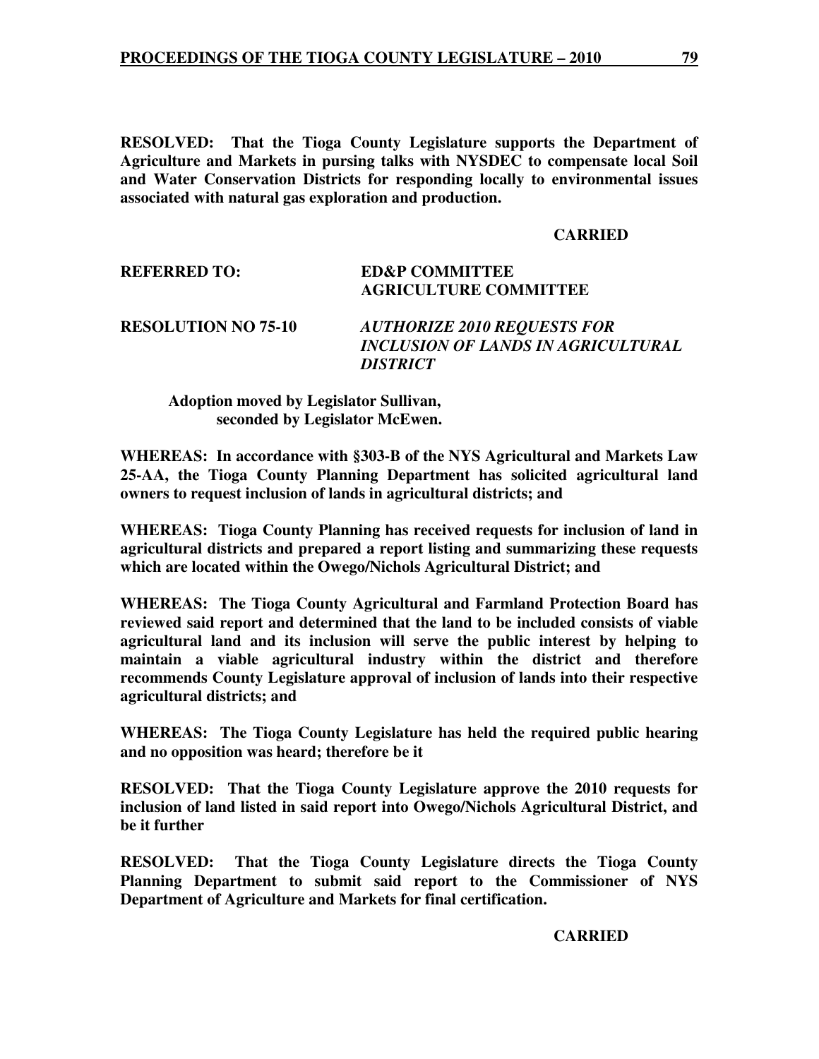**RESOLVED: That the Tioga County Legislature supports the Department of Agriculture and Markets in pursing talks with NYSDEC to compensate local Soil and Water Conservation Districts for responding locally to environmental issues associated with natural gas exploration and production.**

**CARRIED**

**REFERRED TO:** **ED&P COMMITTEE**
**AGRICULTURE COMMITTEE**

**RESOLUTION NO 75-10** ***AUTHORIZE 2010 REQUESTS FOR INCLUSION OF LANDS IN AGRICULTURAL DISTRICT***

**Adoption moved by Legislator Sullivan, seconded by Legislator McEwen.**

**WHEREAS: In accordance with §303-B of the NYS Agricultural and Markets Law 25-AA, the Tioga County Planning Department has solicited agricultural land owners to request inclusion of lands in agricultural districts; and**

**WHEREAS: Tioga County Planning has received requests for inclusion of land in agricultural districts and prepared a report listing and summarizing these requests which are located within the Owego/Nichols Agricultural District; and**

**WHEREAS: The Tioga County Agricultural and Farmland Protection Board has reviewed said report and determined that the land to be included consists of viable agricultural land and its inclusion will serve the public interest by helping to maintain a viable agricultural industry within the district and therefore recommends County Legislature approval of inclusion of lands into their respective agricultural districts; and**

**WHEREAS: The Tioga County Legislature has held the required public hearing and no opposition was heard; therefore be it**

**RESOLVED: That the Tioga County Legislature approve the 2010 requests for inclusion of land listed in said report into Owego/Nichols Agricultural District, and be it further**

**RESOLVED: That the Tioga County Legislature directs the Tioga County Planning Department to submit said report to the Commissioner of NYS Department of Agriculture and Markets for final certification.**

**CARRIED**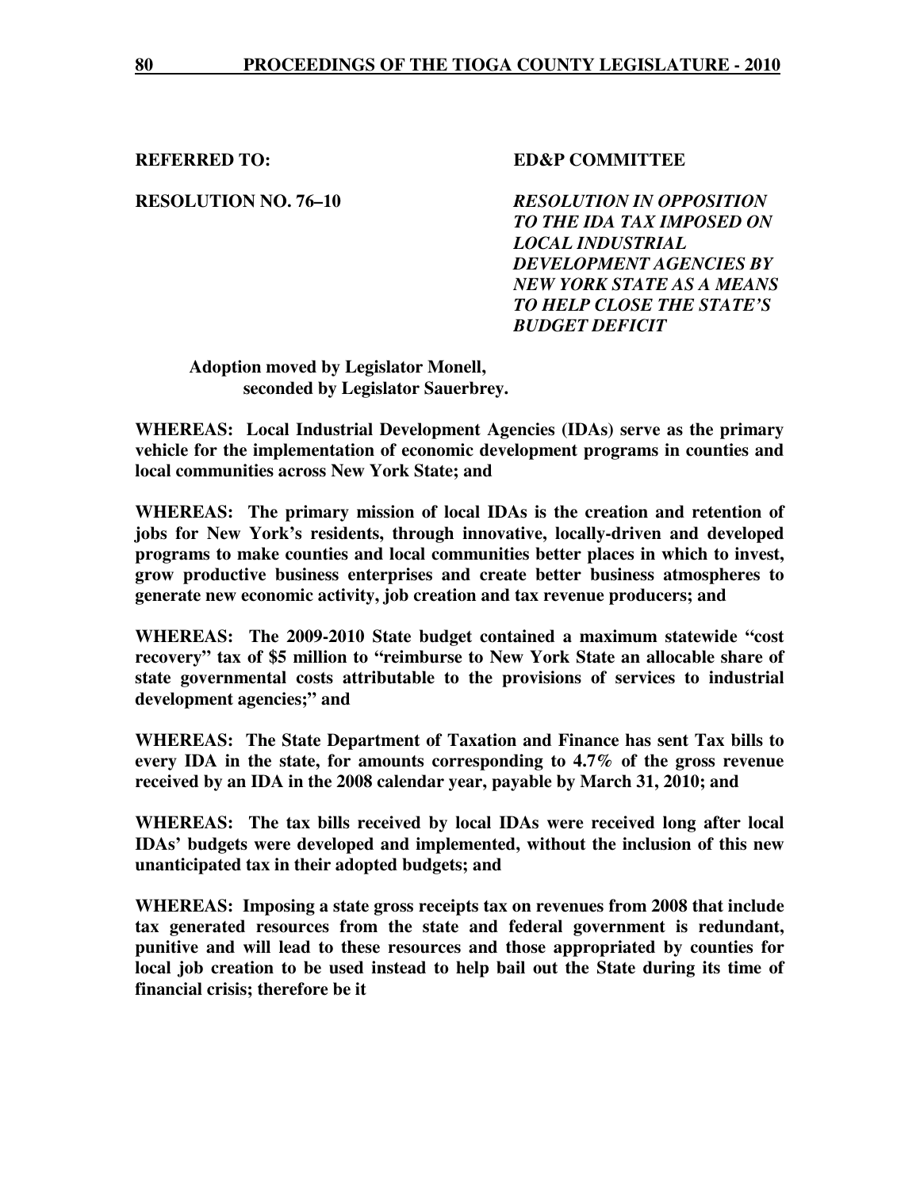**REFERRED TO:** **ED&P COMMITTEE**

**RESOLUTION NO. 76–10** ***RESOLUTION IN OPPOSITION TO THE IDA TAX IMPOSED ON LOCAL INDUSTRIAL DEVELOPMENT AGENCIES BY NEW YORK STATE AS A MEANS TO HELP CLOSE THE STATE'S BUDGET DEFICIT***

**Adoption moved by Legislator Monell, seconded by Legislator Sauerbrey.**

**WHEREAS: Local Industrial Development Agencies (IDAs) serve as the primary vehicle for the implementation of economic development programs in counties and local communities across New York State; and**

**WHEREAS: The primary mission of local IDAs is the creation and retention of jobs for New York's residents, through innovative, locally-driven and developed programs to make counties and local communities better places in which to invest, grow productive business enterprises and create better business atmospheres to generate new economic activity, job creation and tax revenue producers; and**

**WHEREAS: The 2009-2010 State budget contained a maximum statewide "cost recovery" tax of $5 million to "reimburse to New York State an allocable share of state governmental costs attributable to the provisions of services to industrial development agencies;" and**

**WHEREAS: The State Department of Taxation and Finance has sent Tax bills to every IDA in the state, for amounts corresponding to 4.7% of the gross revenue received by an IDA in the 2008 calendar year, payable by March 31, 2010; and**

**WHEREAS: The tax bills received by local IDAs were received long after local IDAs' budgets were developed and implemented, without the inclusion of this new unanticipated tax in their adopted budgets; and**

**WHEREAS: Imposing a state gross receipts tax on revenues from 2008 that include tax generated resources from the state and federal government is redundant, punitive and will lead to these resources and those appropriated by counties for local job creation to be used instead to help bail out the State during its time of financial crisis; therefore be it**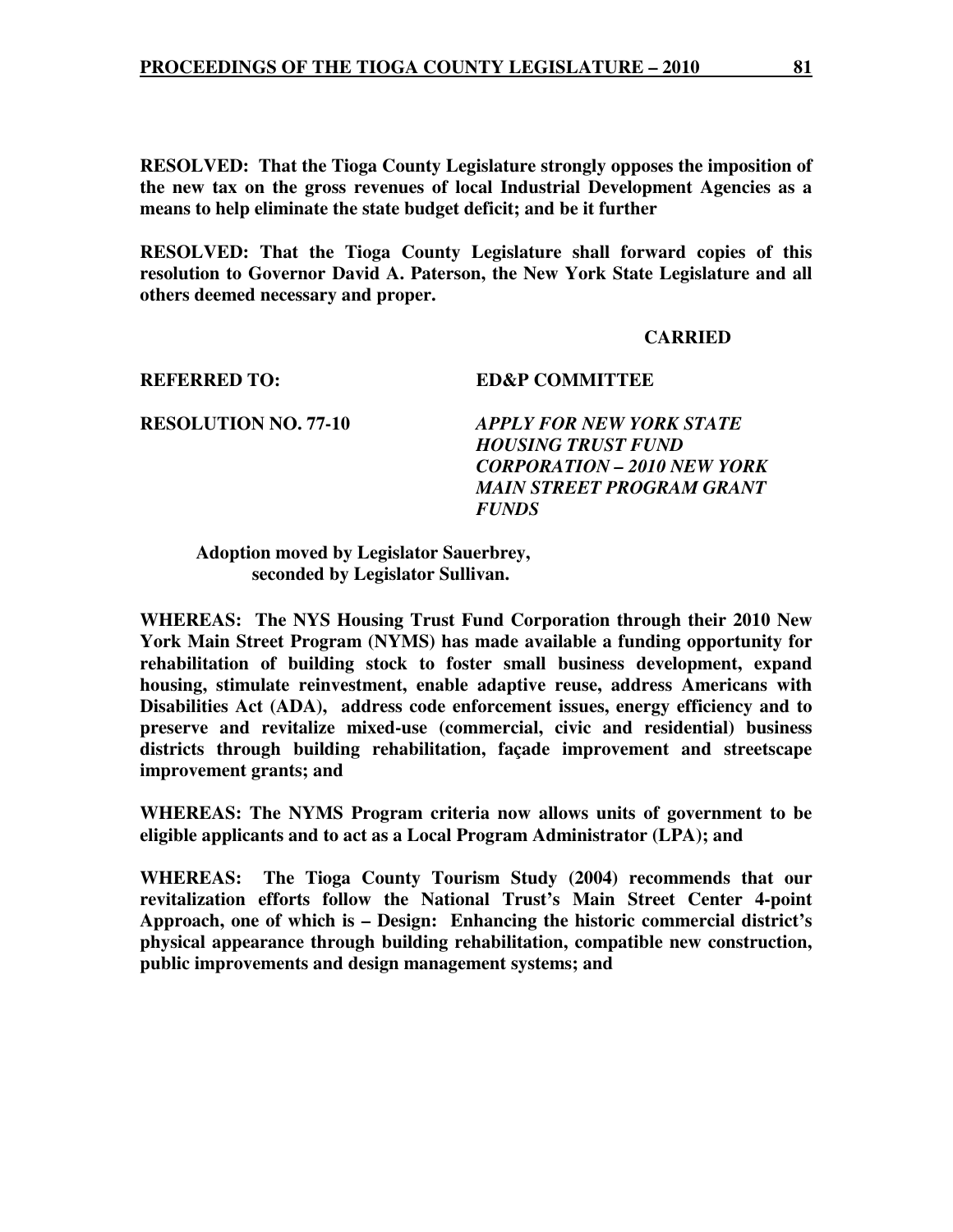**RESOLVED: That the Tioga County Legislature strongly opposes the imposition of the new tax on the gross revenues of local Industrial Development Agencies as a means to help eliminate the state budget deficit; and be it further**

**RESOLVED: That the Tioga County Legislature shall forward copies of this resolution to Governor David A. Paterson, the New York State Legislature and all others deemed necessary and proper.**

**CARRIED**

**REFERRED TO: ED&P COMMITTEE**

**RESOLUTION NO. 77-10** ***APPLY FOR NEW YORK STATE HOUSING TRUST FUND CORPORATION – 2010 NEW YORK MAIN STREET PROGRAM GRANT FUNDS***

**Adoption moved by Legislator Sauerbrey, seconded by Legislator Sullivan.**

**WHEREAS: The NYS Housing Trust Fund Corporation through their 2010 New York Main Street Program (NYMS) has made available a funding opportunity for rehabilitation of building stock to foster small business development, expand housing, stimulate reinvestment, enable adaptive reuse, address Americans with Disabilities Act (ADA), address code enforcement issues, energy efficiency and to preserve and revitalize mixed-use (commercial, civic and residential) business districts through building rehabilitation, façade improvement and streetscape improvement grants; and**

**WHEREAS: The NYMS Program criteria now allows units of government to be eligible applicants and to act as a Local Program Administrator (LPA); and**

**WHEREAS: The Tioga County Tourism Study (2004) recommends that our revitalization efforts follow the National Trust's Main Street Center 4-point Approach, one of which is – Design: Enhancing the historic commercial district's physical appearance through building rehabilitation, compatible new construction, public improvements and design management systems; and**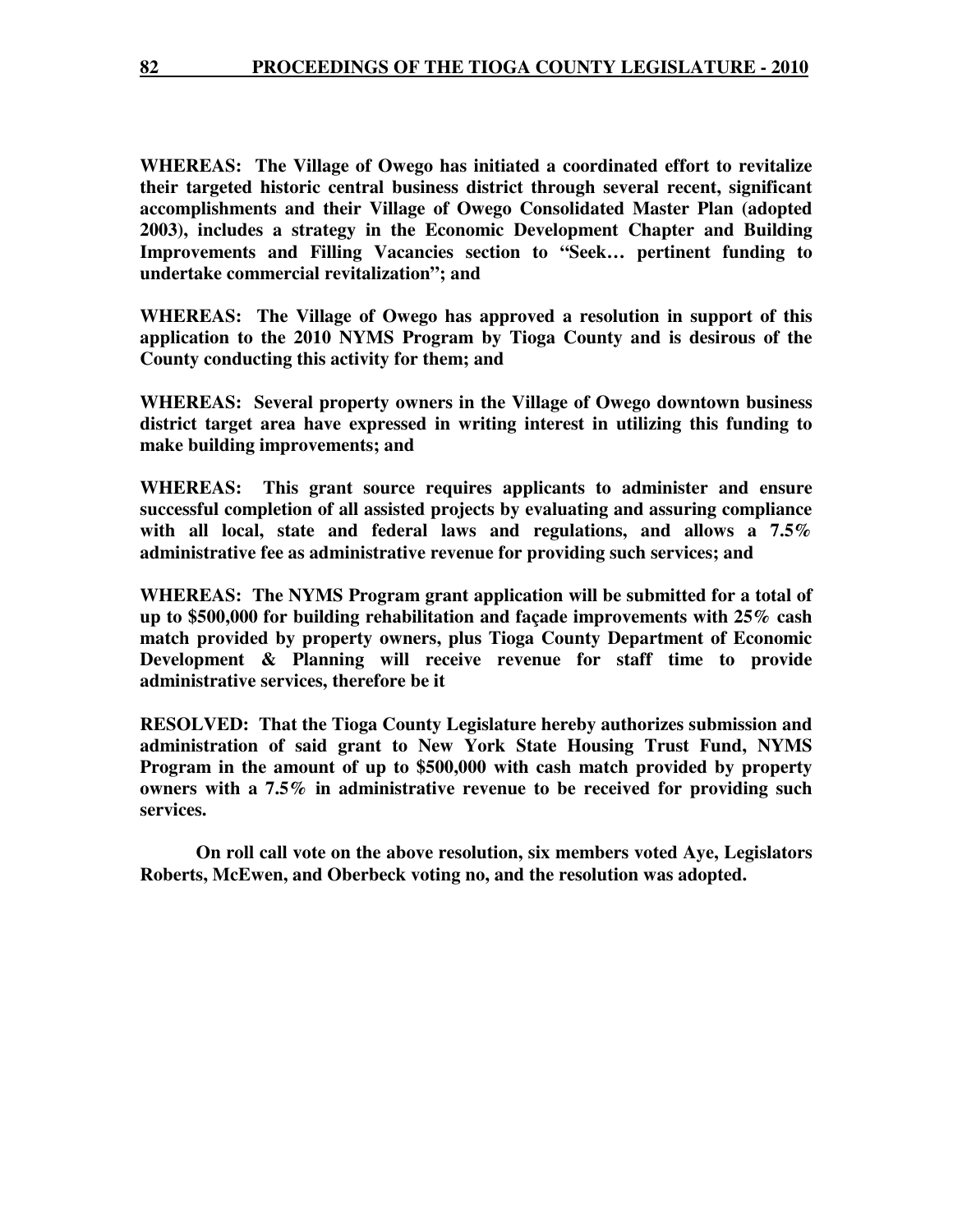**WHEREAS: The Village of Owego has initiated a coordinated effort to revitalize their targeted historic central business district through several recent, significant accomplishments and their Village of Owego Consolidated Master Plan (adopted 2003), includes a strategy in the Economic Development Chapter and Building Improvements and Filling Vacancies section to "Seek… pertinent funding to undertake commercial revitalization"; and**

**WHEREAS: The Village of Owego has approved a resolution in support of this application to the 2010 NYMS Program by Tioga County and is desirous of the County conducting this activity for them; and**

**WHEREAS: Several property owners in the Village of Owego downtown business district target area have expressed in writing interest in utilizing this funding to make building improvements; and**

**WHEREAS: This grant source requires applicants to administer and ensure successful completion of all assisted projects by evaluating and assuring compliance with all local, state and federal laws and regulations, and allows a 7.5% administrative fee as administrative revenue for providing such services; and**

**WHEREAS: The NYMS Program grant application will be submitted for a total of up to $500,000 for building rehabilitation and façade improvements with 25% cash match provided by property owners, plus Tioga County Department of Economic Development & Planning will receive revenue for staff time to provide administrative services, therefore be it**

**RESOLVED: That the Tioga County Legislature hereby authorizes submission and administration of said grant to New York State Housing Trust Fund, NYMS Program in the amount of up to $500,000 with cash match provided by property owners with a 7.5% in administrative revenue to be received for providing such services.**

**On roll call vote on the above resolution, six members voted Aye, Legislators Roberts, McEwen, and Oberbeck voting no, and the resolution was adopted.**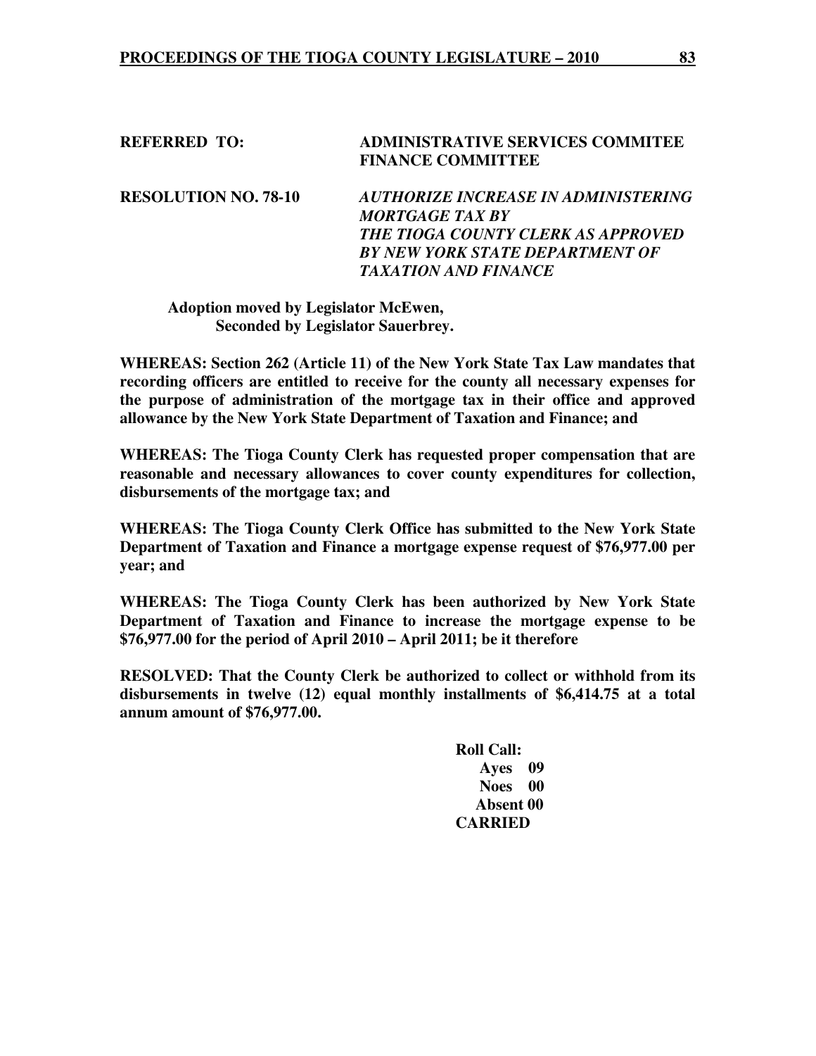**REFERRED TO:** **ADMINISTRATIVE SERVICES COMMITEE**
**FINANCE COMMITTEE**

**RESOLUTION NO. 78-10** ***AUTHORIZE INCREASE IN ADMINISTERING MORTGAGE TAX BY THE TIOGA COUNTY CLERK AS APPROVED BY NEW YORK STATE DEPARTMENT OF TAXATION AND FINANCE***

**Adoption moved by Legislator McEwen,**
**Seconded by Legislator Sauerbrey.**

**WHEREAS: Section 262 (Article 11) of the New York State Tax Law mandates that recording officers are entitled to receive for the county all necessary expenses for the purpose of administration of the mortgage tax in their office and approved allowance by the New York State Department of Taxation and Finance; and**

**WHEREAS: The Tioga County Clerk has requested proper compensation that are reasonable and necessary allowances to cover county expenditures for collection, disbursements of the mortgage tax; and**

**WHEREAS: The Tioga County Clerk Office has submitted to the New York State Department of Taxation and Finance a mortgage expense request of $76,977.00 per year; and**

**WHEREAS: The Tioga County Clerk has been authorized by New York State Department of Taxation and Finance to increase the mortgage expense to be $76,977.00 for the period of April 2010 – April 2011; be it therefore**

**RESOLVED: That the County Clerk be authorized to collect or withhold from its disbursements in twelve (12) equal monthly installments of $6,414.75 at a total annum amount of $76,977.00.**

**Roll Call:**
**Ayes 09**
**Noes 00**
**Absent 00**
**CARRIED**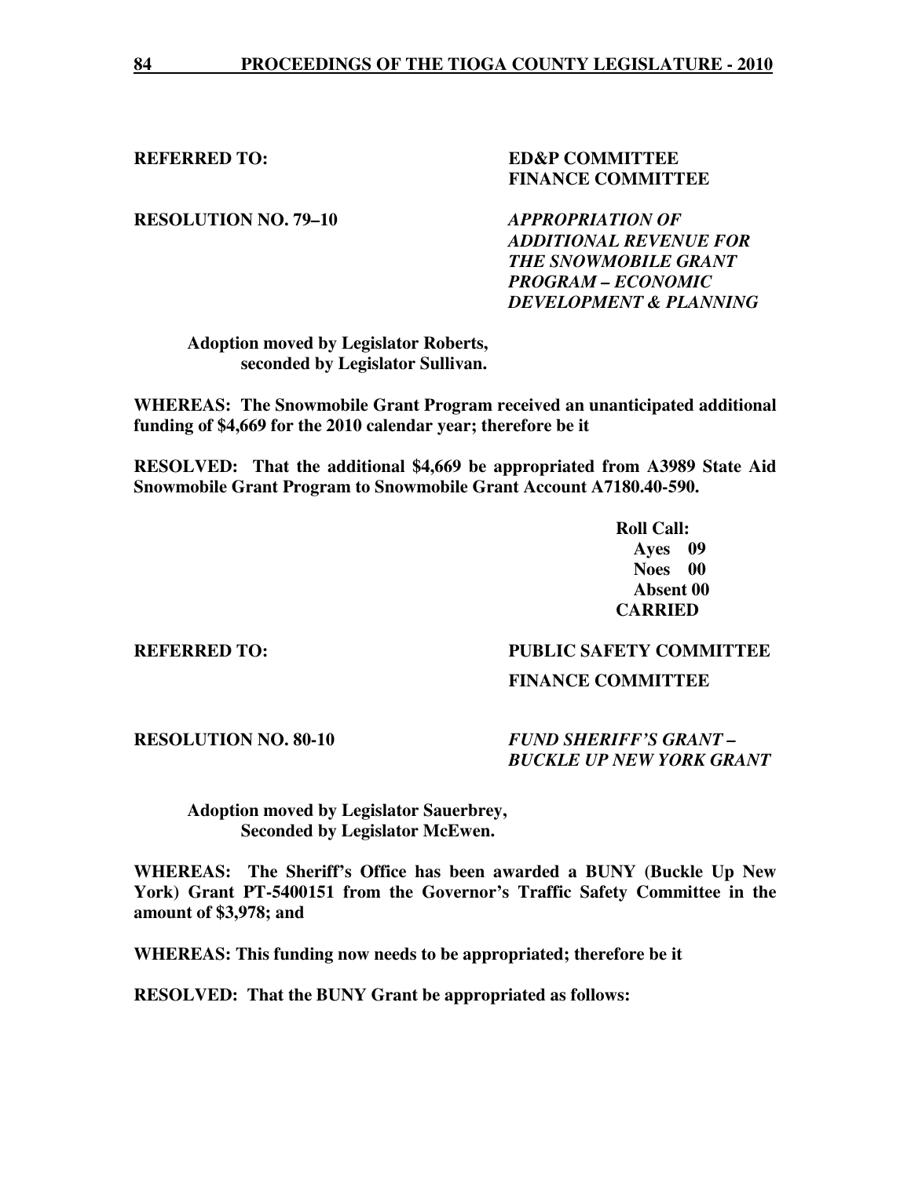**REFERRED TO:** **ED&P COMMITTEE**
**FINANCE COMMITTEE**

**RESOLUTION NO. 79–10** ***APPROPRIATION OF ADDITIONAL REVENUE FOR THE SNOWMOBILE GRANT PROGRAM – ECONOMIC DEVELOPMENT & PLANNING***

**Adoption moved by Legislator Roberts, seconded by Legislator Sullivan.**

**WHEREAS: The Snowmobile Grant Program received an unanticipated additional funding of $4,669 for the 2010 calendar year; therefore be it**

**RESOLVED: That the additional $4,669 be appropriated from A3989 State Aid Snowmobile Grant Program to Snowmobile Grant Account A7180.40-590.**

**Roll Call:**
**Ayes 09**
**Noes 00**
**Absent 00**
**CARRIED**

**REFERRED TO:** **PUBLIC SAFETY COMMITTEE**
**FINANCE COMMITTEE**

**RESOLUTION NO. 80-10** ***FUND SHERIFF'S GRANT – BUCKLE UP NEW YORK GRANT***

**Adoption moved by Legislator Sauerbrey, Seconded by Legislator McEwen.**

**WHEREAS: The Sheriff's Office has been awarded a BUNY (Buckle Up New York) Grant PT-5400151 from the Governor's Traffic Safety Committee in the amount of $3,978; and**

**WHEREAS: This funding now needs to be appropriated; therefore be it**

**RESOLVED: That the BUNY Grant be appropriated as follows:**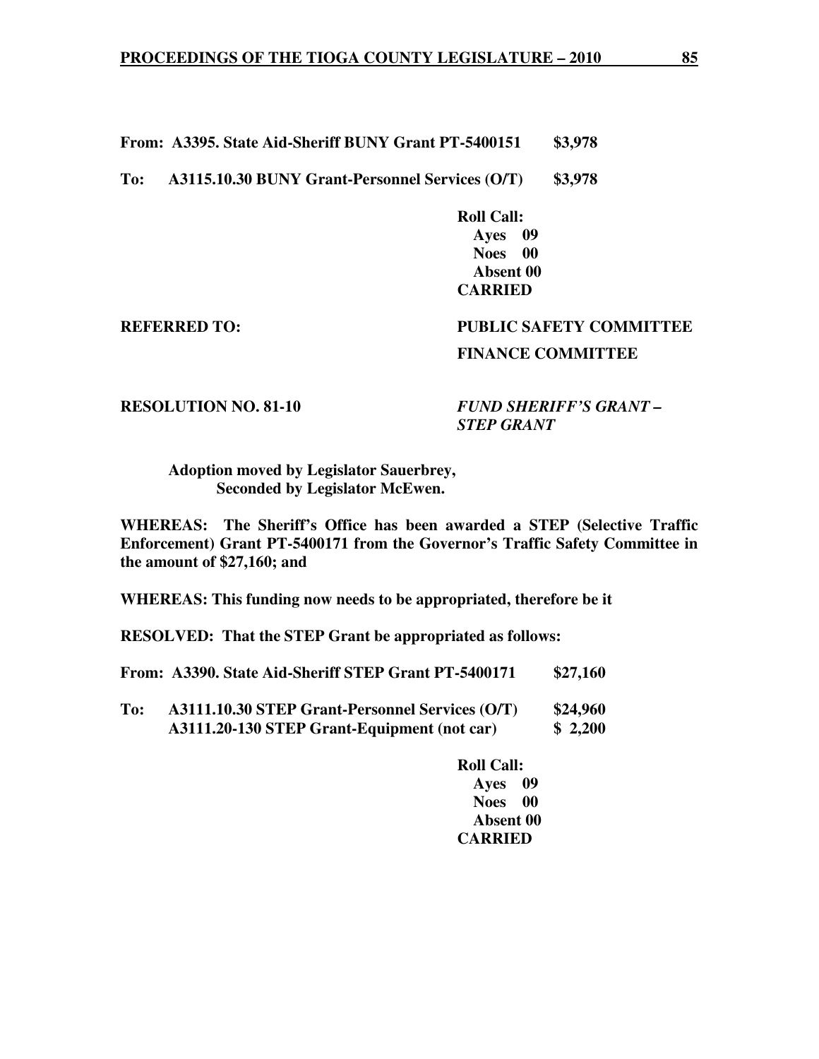**From: A3395. State Aid-Sheriff BUNY Grant PT-5400151 $3,978**

**To: A3115.10.30 BUNY Grant-Personnel Services (O/T) $3,978**

**Roll Call:**
**Ayes 09**
**Noes 00**
**Absent 00**
**CARRIED**

**REFERRED TO: PUBLIC SAFETY COMMITTEE**
**FINANCE COMMITTEE**

**RESOLUTION NO. 81-10** ***FUND SHERIFF'S GRANT – STEP GRANT***

**Adoption moved by Legislator Sauerbrey,**
**Seconded by Legislator McEwen.**

**WHEREAS: The Sheriff's Office has been awarded a STEP (Selective Traffic Enforcement) Grant PT-5400171 from the Governor's Traffic Safety Committee in the amount of $27,160; and**

**WHEREAS: This funding now needs to be appropriated, therefore be it**

**RESOLVED: That the STEP Grant be appropriated as follows:**

**From: A3390. State Aid-Sheriff STEP Grant PT-5400171 $27,160**

**To: A3111.10.30 STEP Grant-Personnel Services (O/T) $24,960**
**A3111.20-130 STEP Grant-Equipment (not car) $ 2,200**

**Roll Call:**
**Ayes 09**
**Noes 00**
**Absent 00**
**CARRIED**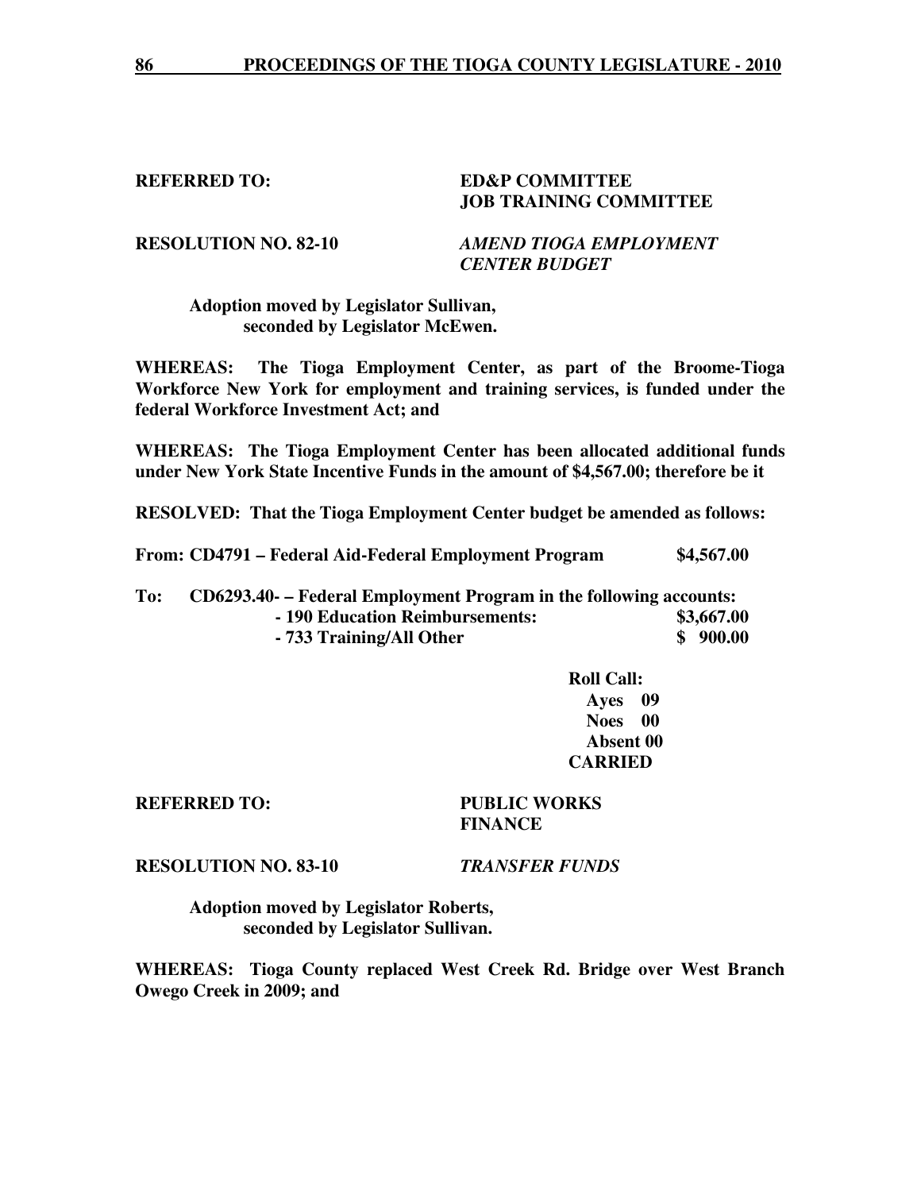**REFERRED TO:** **ED&P COMMITTEE**
**JOB TRAINING COMMITTEE**

**RESOLUTION NO. 82-10** ***AMEND TIOGA EMPLOYMENT CENTER BUDGET***

**Adoption moved by Legislator Sullivan,**
**seconded by Legislator McEwen.**

**WHEREAS: The Tioga Employment Center, as part of the Broome-Tioga Workforce New York for employment and training services, is funded under the federal Workforce Investment Act; and**

**WHEREAS: The Tioga Employment Center has been allocated additional funds under New York State Incentive Funds in the amount of $4,567.00; therefore be it**

**RESOLVED: That the Tioga Employment Center budget be amended as follows:**

**From: CD4791 – Federal Aid-Federal Employment Program $4,567.00**

**To: CD6293.40- – Federal Employment Program in the following accounts:**
**- 190 Education Reimbursements: $3,667.00**
**- 733 Training/All Other $ 900.00**

**Roll Call:**
**Ayes 09**
**Noes 00**
**Absent 00**
**CARRIED**

**REFERRED TO:** **PUBLIC WORKS**
**FINANCE**

**RESOLUTION NO. 83-10** ***TRANSFER FUNDS***

**Adoption moved by Legislator Roberts,**
**seconded by Legislator Sullivan.**

**WHEREAS: Tioga County replaced West Creek Rd. Bridge over West Branch Owego Creek in 2009; and**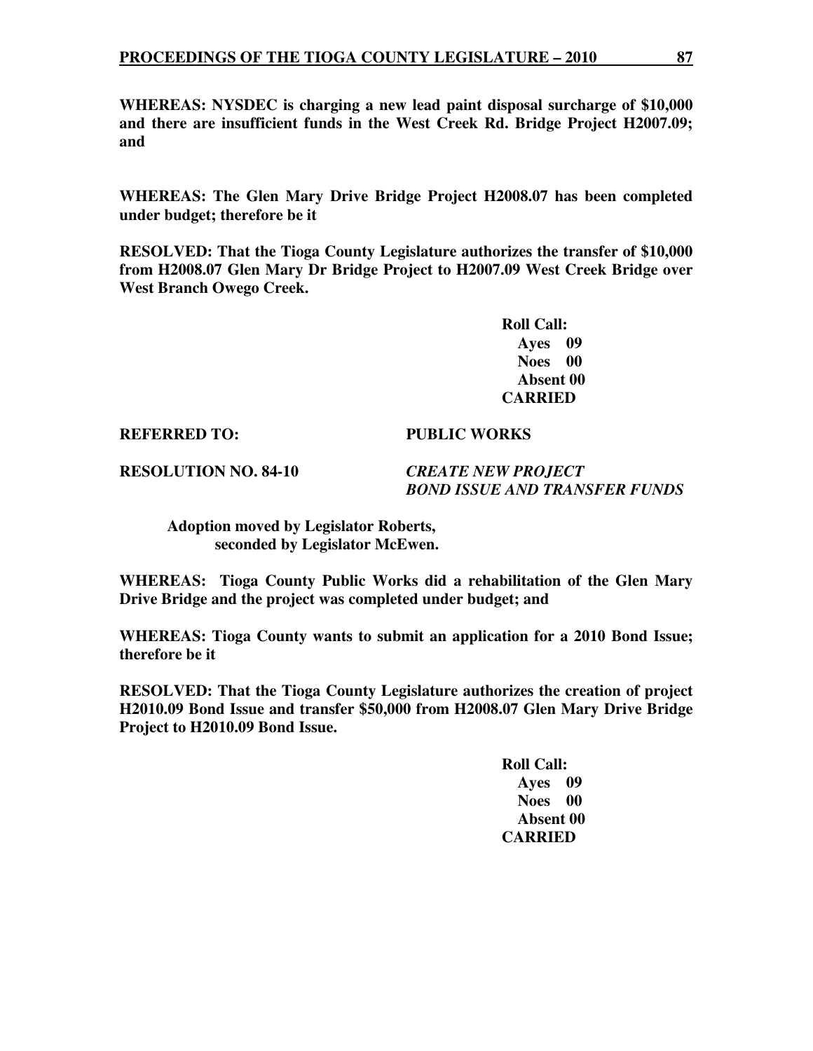**WHEREAS: NYSDEC is charging a new lead paint disposal surcharge of $10,000 and there are insufficient funds in the West Creek Rd. Bridge Project H2007.09; and**

**WHEREAS: The Glen Mary Drive Bridge Project H2008.07 has been completed under budget; therefore be it**

**RESOLVED: That the Tioga County Legislature authorizes the transfer of $10,000 from H2008.07 Glen Mary Dr Bridge Project to H2007.09 West Creek Bridge over West Branch Owego Creek.**

**Roll Call:**
**Ayes 09**
**Noes 00**
**Absent 00**
**CARRIED**

**REFERRED TO: PUBLIC WORKS**

**RESOLUTION NO. 84-10** ***CREATE NEW PROJECT BOND ISSUE AND TRANSFER FUNDS***

**Adoption moved by Legislator Roberts, seconded by Legislator McEwen.**

**WHEREAS: Tioga County Public Works did a rehabilitation of the Glen Mary Drive Bridge and the project was completed under budget; and**

**WHEREAS: Tioga County wants to submit an application for a 2010 Bond Issue; therefore be it**

**RESOLVED: That the Tioga County Legislature authorizes the creation of project H2010.09 Bond Issue and transfer $50,000 from H2008.07 Glen Mary Drive Bridge Project to H2010.09 Bond Issue.**

**Roll Call:**
**Ayes 09**
**Noes 00**
**Absent 00**
**CARRIED**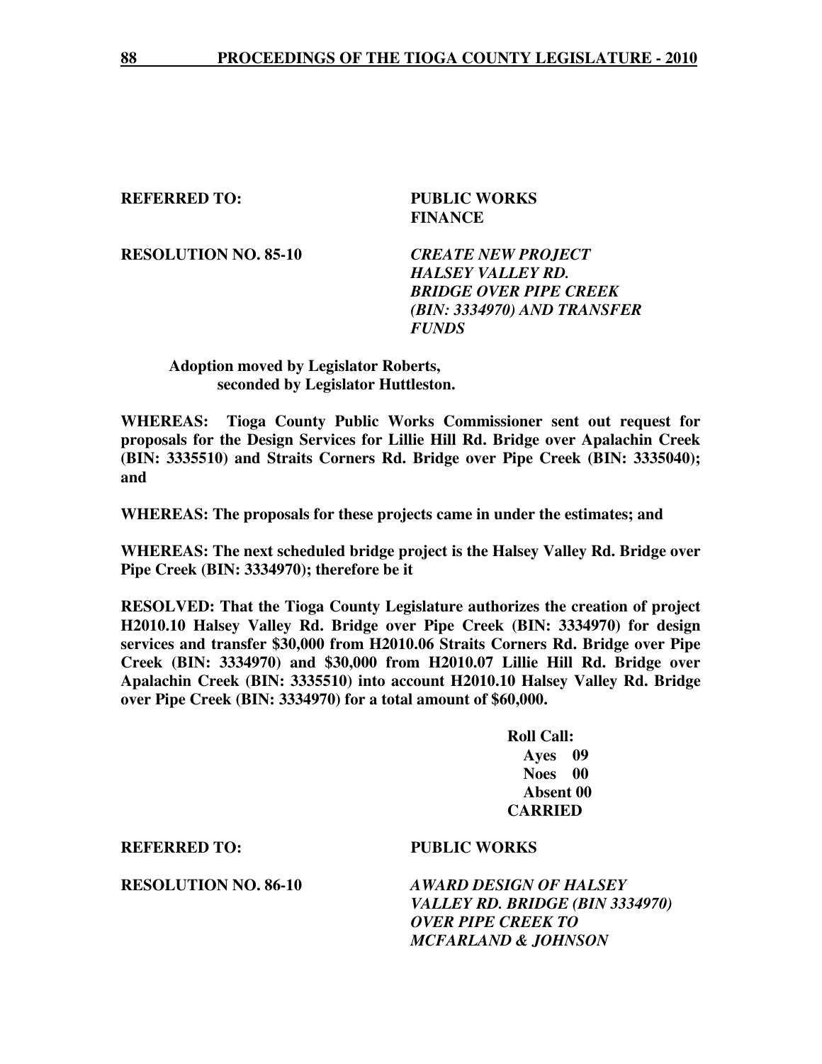**REFERRED TO:** **PUBLIC WORKS**
**FINANCE**

**RESOLUTION NO. 85-10** ***CREATE NEW PROJECT HALSEY VALLEY RD. BRIDGE OVER PIPE CREEK (BIN: 3334970) AND TRANSFER FUNDS***

**Adoption moved by Legislator Roberts, seconded by Legislator Huttleston.**

**WHEREAS: Tioga County Public Works Commissioner sent out request for proposals for the Design Services for Lillie Hill Rd. Bridge over Apalachin Creek (BIN: 3335510) and Straits Corners Rd. Bridge over Pipe Creek (BIN: 3335040); and**

**WHEREAS: The proposals for these projects came in under the estimates; and**

**WHEREAS: The next scheduled bridge project is the Halsey Valley Rd. Bridge over Pipe Creek (BIN: 3334970); therefore be it**

**RESOLVED: That the Tioga County Legislature authorizes the creation of project H2010.10 Halsey Valley Rd. Bridge over Pipe Creek (BIN: 3334970) for design services and transfer $30,000 from H2010.06 Straits Corners Rd. Bridge over Pipe Creek (BIN: 3334970) and $30,000 from H2010.07 Lillie Hill Rd. Bridge over Apalachin Creek (BIN: 3335510) into account H2010.10 Halsey Valley Rd. Bridge over Pipe Creek (BIN: 3334970) for a total amount of $60,000.**

**Roll Call:**
**Ayes 09**
**Noes 00**
**Absent 00**
**CARRIED**

**REFERRED TO:** **PUBLIC WORKS**

**RESOLUTION NO. 86-10** ***AWARD DESIGN OF HALSEY VALLEY RD. BRIDGE (BIN 3334970) OVER PIPE CREEK TO MCFARLAND & JOHNSON***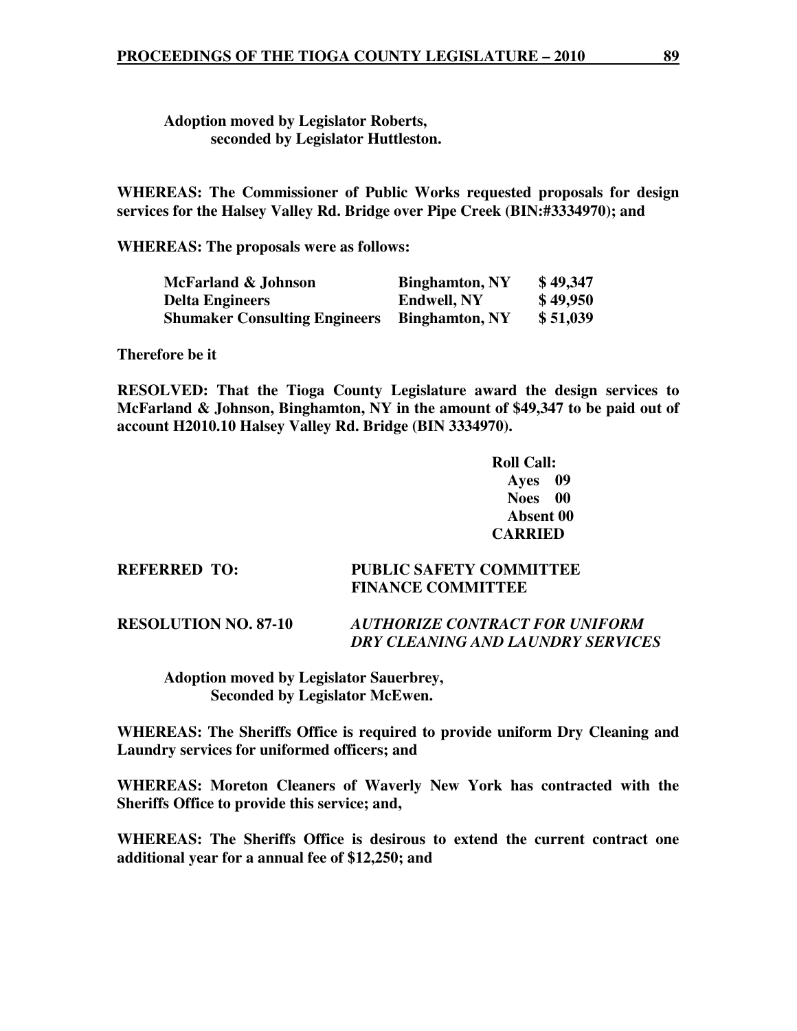**Adoption moved by Legislator Roberts,**
**seconded by Legislator Huttleston.**

**WHEREAS: The Commissioner of Public Works requested proposals for design services for the Halsey Valley Rd. Bridge over Pipe Creek (BIN:#3334970); and**

**WHEREAS: The proposals were as follows:**

| | | |
|---|---|---|
| **McFarland & Johnson** | **Binghamton, NY** | **$ 49,347** |
| **Delta Engineers** | **Endwell, NY** | **$ 49,950** |
| **Shumaker Consulting Engineers** | **Binghamton, NY** | **$ 51,039** |

**Therefore be it**

**RESOLVED: That the Tioga County Legislature award the design services to McFarland & Johnson, Binghamton, NY in the amount of $49,347 to be paid out of account H2010.10 Halsey Valley Rd. Bridge (BIN 3334970).**

**Roll Call:**
**Ayes 09**
**Noes 00**
**Absent 00**
**CARRIED**

**REFERRED TO:** **PUBLIC SAFETY COMMITTEE**
**FINANCE COMMITTEE**

**RESOLUTION NO. 87-10** ***AUTHORIZE CONTRACT FOR UNIFORM DRY CLEANING AND LAUNDRY SERVICES***

**Adoption moved by Legislator Sauerbrey,**
**Seconded by Legislator McEwen.**

**WHEREAS: The Sheriffs Office is required to provide uniform Dry Cleaning and Laundry services for uniformed officers; and**

**WHEREAS: Moreton Cleaners of Waverly New York has contracted with the Sheriffs Office to provide this service; and,**

**WHEREAS: The Sheriffs Office is desirous to extend the current contract one additional year for a annual fee of $12,250; and**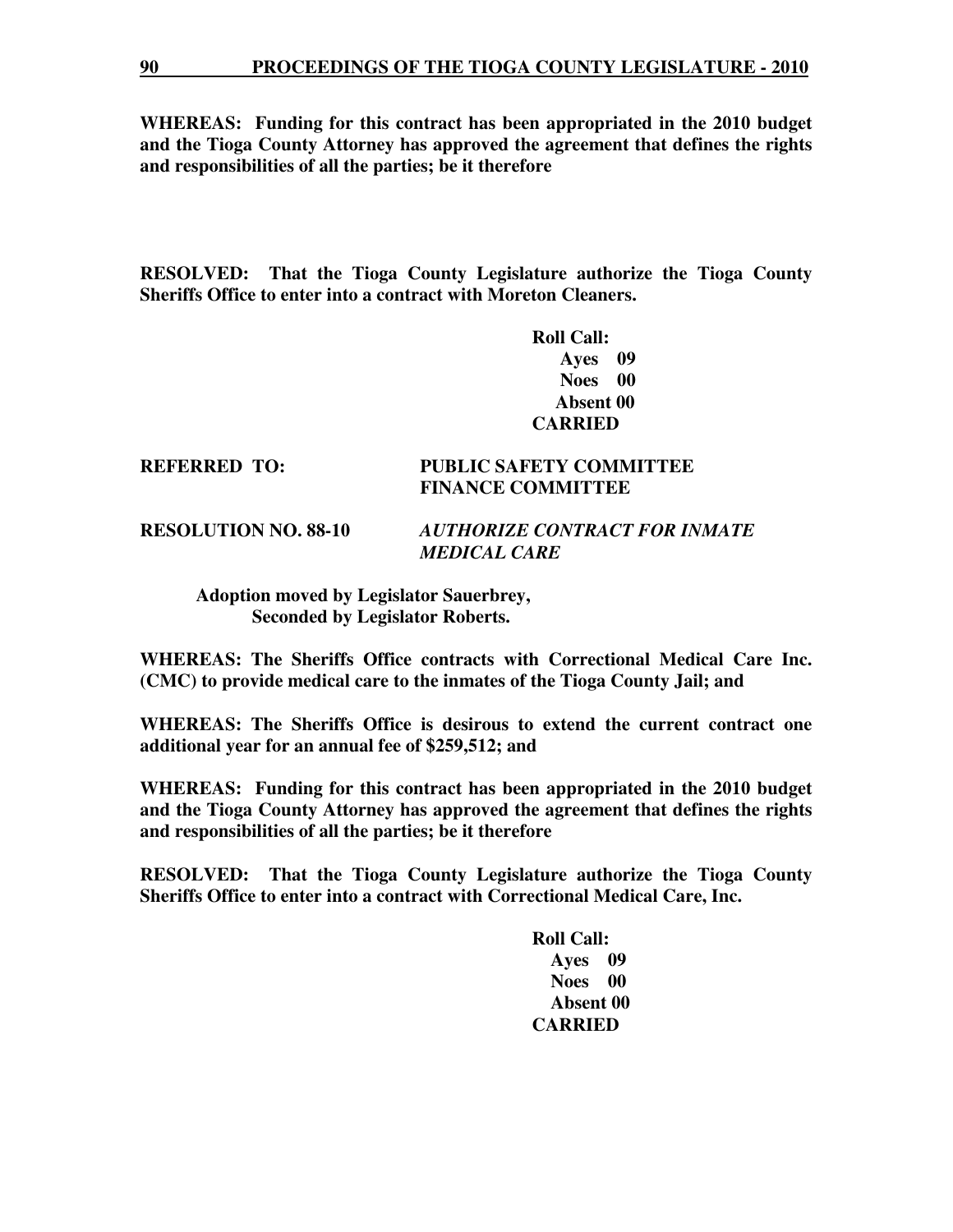**WHEREAS: Funding for this contract has been appropriated in the 2010 budget and the Tioga County Attorney has approved the agreement that defines the rights and responsibilities of all the parties; be it therefore**

**RESOLVED: That the Tioga County Legislature authorize the Tioga County Sheriffs Office to enter into a contract with Moreton Cleaners.**

**Roll Call:**
**Ayes 09**
**Noes 00**
**Absent 00**
**CARRIED**

**REFERRED TO: PUBLIC SAFETY COMMITTEE**
**FINANCE COMMITTEE**

**RESOLUTION NO. 88-10** ***AUTHORIZE CONTRACT FOR INMATE MEDICAL CARE***

**Adoption moved by Legislator Sauerbrey,**
**Seconded by Legislator Roberts.**

**WHEREAS: The Sheriffs Office contracts with Correctional Medical Care Inc. (CMC) to provide medical care to the inmates of the Tioga County Jail; and**

**WHEREAS: The Sheriffs Office is desirous to extend the current contract one additional year for an annual fee of $259,512; and**

**WHEREAS: Funding for this contract has been appropriated in the 2010 budget and the Tioga County Attorney has approved the agreement that defines the rights and responsibilities of all the parties; be it therefore**

**RESOLVED: That the Tioga County Legislature authorize the Tioga County Sheriffs Office to enter into a contract with Correctional Medical Care, Inc.**

**Roll Call:**
**Ayes 09**
**Noes 00**
**Absent 00**
**CARRIED**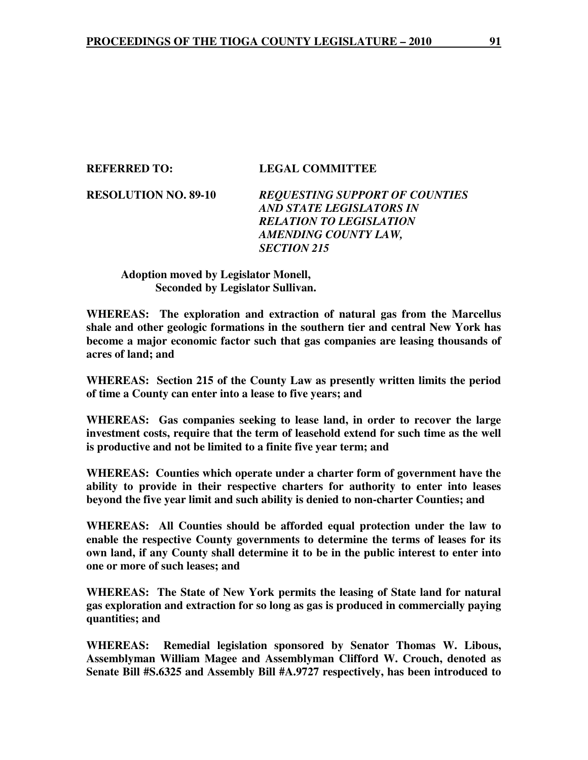**REFERRED TO:** **LEGAL COMMITTEE**

**RESOLUTION NO. 89-10** ***REQUESTING SUPPORT OF COUNTIES AND STATE LEGISLATORS IN RELATION TO LEGISLATION AMENDING COUNTY LAW, SECTION 215***

**Adoption moved by Legislator Monell,**
**Seconded by Legislator Sullivan.**

**WHEREAS: The exploration and extraction of natural gas from the Marcellus shale and other geologic formations in the southern tier and central New York has become a major economic factor such that gas companies are leasing thousands of acres of land; and**

**WHEREAS: Section 215 of the County Law as presently written limits the period of time a County can enter into a lease to five years; and**

**WHEREAS: Gas companies seeking to lease land, in order to recover the large investment costs, require that the term of leasehold extend for such time as the well is productive and not be limited to a finite five year term; and**

**WHEREAS: Counties which operate under a charter form of government have the ability to provide in their respective charters for authority to enter into leases beyond the five year limit and such ability is denied to non-charter Counties; and**

**WHEREAS: All Counties should be afforded equal protection under the law to enable the respective County governments to determine the terms of leases for its own land, if any County shall determine it to be in the public interest to enter into one or more of such leases; and**

**WHEREAS: The State of New York permits the leasing of State land for natural gas exploration and extraction for so long as gas is produced in commercially paying quantities; and**

**WHEREAS: Remedial legislation sponsored by Senator Thomas W. Libous, Assemblyman William Magee and Assemblyman Clifford W. Crouch, denoted as Senate Bill #S.6325 and Assembly Bill #A.9727 respectively, has been introduced to**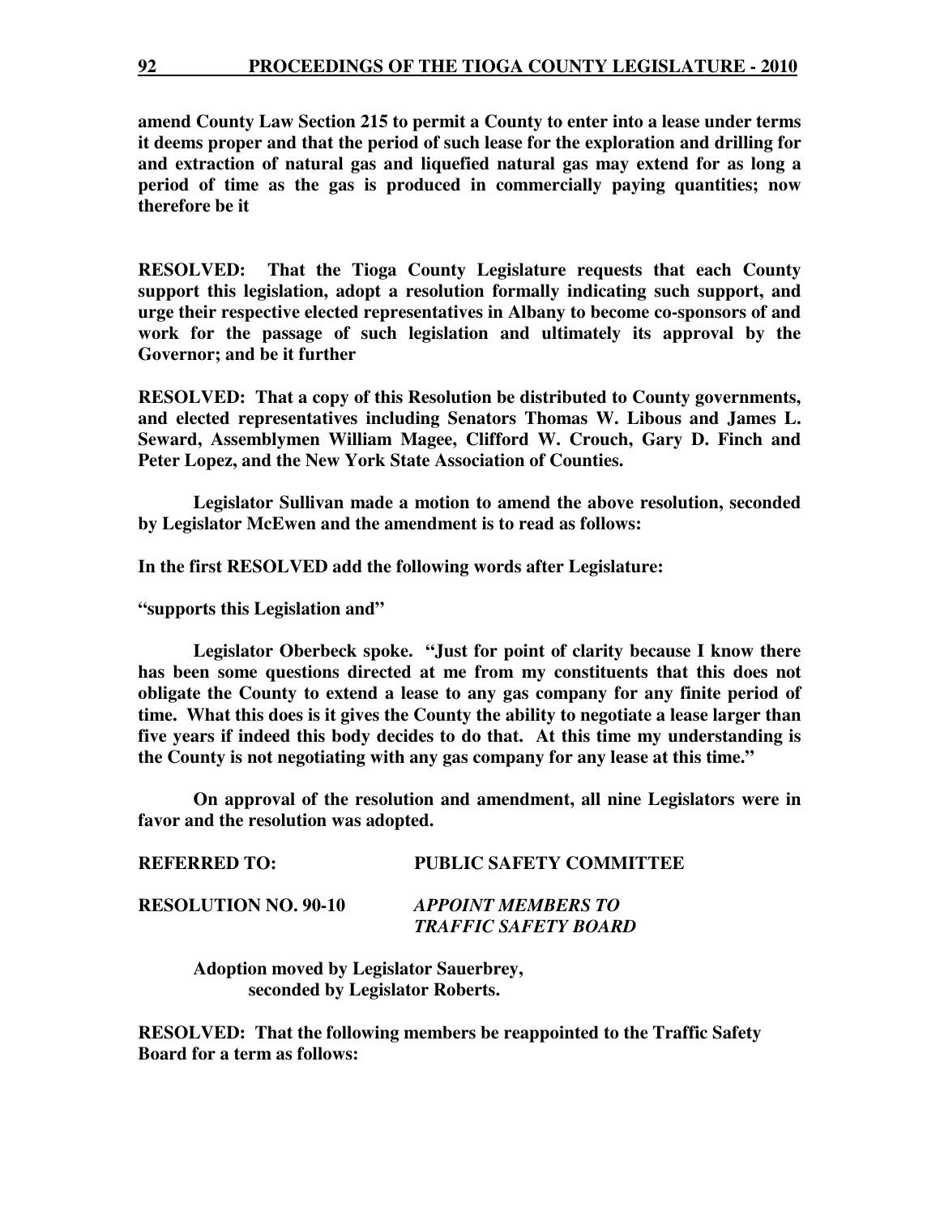**amend County Law Section 215 to permit a County to enter into a lease under terms it deems proper and that the period of such lease for the exploration and drilling for and extraction of natural gas and liquefied natural gas may extend for as long a period of time as the gas is produced in commercially paying quantities; now therefore be it**

**RESOLVED: That the Tioga County Legislature requests that each County support this legislation, adopt a resolution formally indicating such support, and urge their respective elected representatives in Albany to become co-sponsors of and work for the passage of such legislation and ultimately its approval by the Governor; and be it further**

**RESOLVED: That a copy of this Resolution be distributed to County governments, and elected representatives including Senators Thomas W. Libous and James L. Seward, Assemblymen William Magee, Clifford W. Crouch, Gary D. Finch and Peter Lopez, and the New York State Association of Counties.**

**Legislator Sullivan made a motion to amend the above resolution, seconded by Legislator McEwen and the amendment is to read as follows:**

**In the first RESOLVED add the following words after Legislature:**

**"supports this Legislation and"**

**Legislator Oberbeck spoke. "Just for point of clarity because I know there has been some questions directed at me from my constituents that this does not obligate the County to extend a lease to any gas company for any finite period of time. What this does is it gives the County the ability to negotiate a lease larger than five years if indeed this body decides to do that. At this time my understanding is the County is not negotiating with any gas company for any lease at this time."**

**On approval of the resolution and amendment, all nine Legislators were in favor and the resolution was adopted.**

**REFERRED TO: PUBLIC SAFETY COMMITTEE**

**RESOLUTION NO. 90-10** ***APPOINT MEMBERS TO TRAFFIC SAFETY BOARD***

**Adoption moved by Legislator Sauerbrey, seconded by Legislator Roberts.**

**RESOLVED: That the following members be reappointed to the Traffic Safety Board for a term as follows:**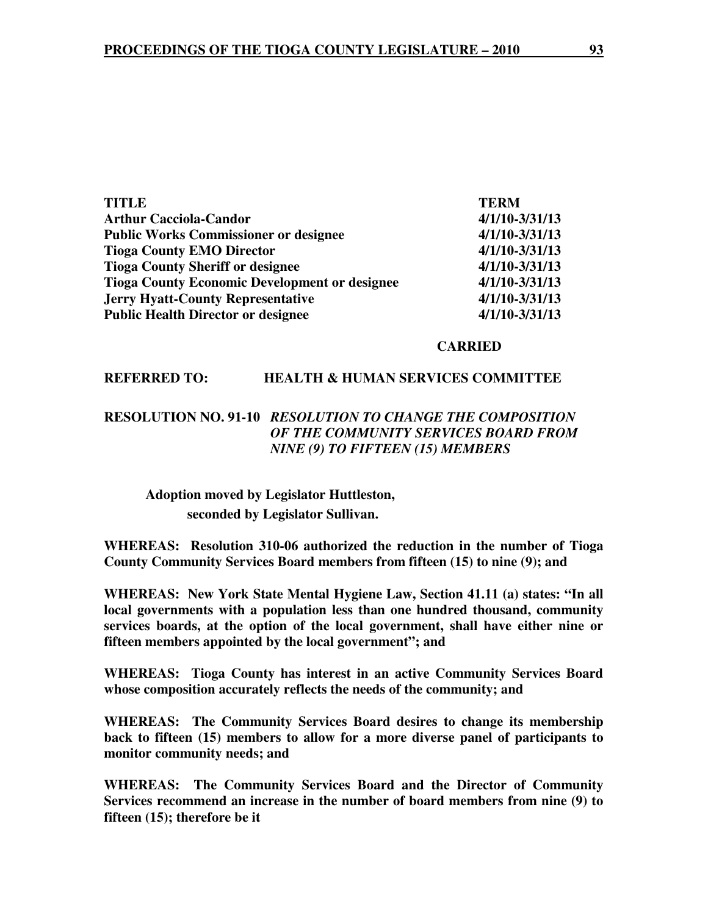| TITLE | TERM |
|---|---|
| Arthur Cacciola-Candor | 4/1/10-3/31/13 |
| Public Works Commissioner or designee | 4/1/10-3/31/13 |
| Tioga County EMO Director | 4/1/10-3/31/13 |
| Tioga County Sheriff or designee | 4/1/10-3/31/13 |
| Tioga County Economic Development or designee | 4/1/10-3/31/13 |
| Jerry Hyatt-County Representative | 4/1/10-3/31/13 |
| Public Health Director or designee | 4/1/10-3/31/13 |

**CARRIED**

**REFERRED TO: HEALTH & HUMAN SERVICES COMMITTEE**

**RESOLUTION NO. 91-10** ***RESOLUTION TO CHANGE THE COMPOSITION OF THE COMMUNITY SERVICES BOARD FROM NINE (9) TO FIFTEEN (15) MEMBERS***

**Adoption moved by Legislator Huttleston,
seconded by Legislator Sullivan.**

**WHEREAS: Resolution 310-06 authorized the reduction in the number of Tioga County Community Services Board members from fifteen (15) to nine (9); and**

**WHEREAS: New York State Mental Hygiene Law, Section 41.11 (a) states: "In all local governments with a population less than one hundred thousand, community services boards, at the option of the local government, shall have either nine or fifteen members appointed by the local government"; and**

**WHEREAS: Tioga County has interest in an active Community Services Board whose composition accurately reflects the needs of the community; and**

**WHEREAS: The Community Services Board desires to change its membership back to fifteen (15) members to allow for a more diverse panel of participants to monitor community needs; and**

**WHEREAS: The Community Services Board and the Director of Community Services recommend an increase in the number of board members from nine (9) to fifteen (15); therefore be it**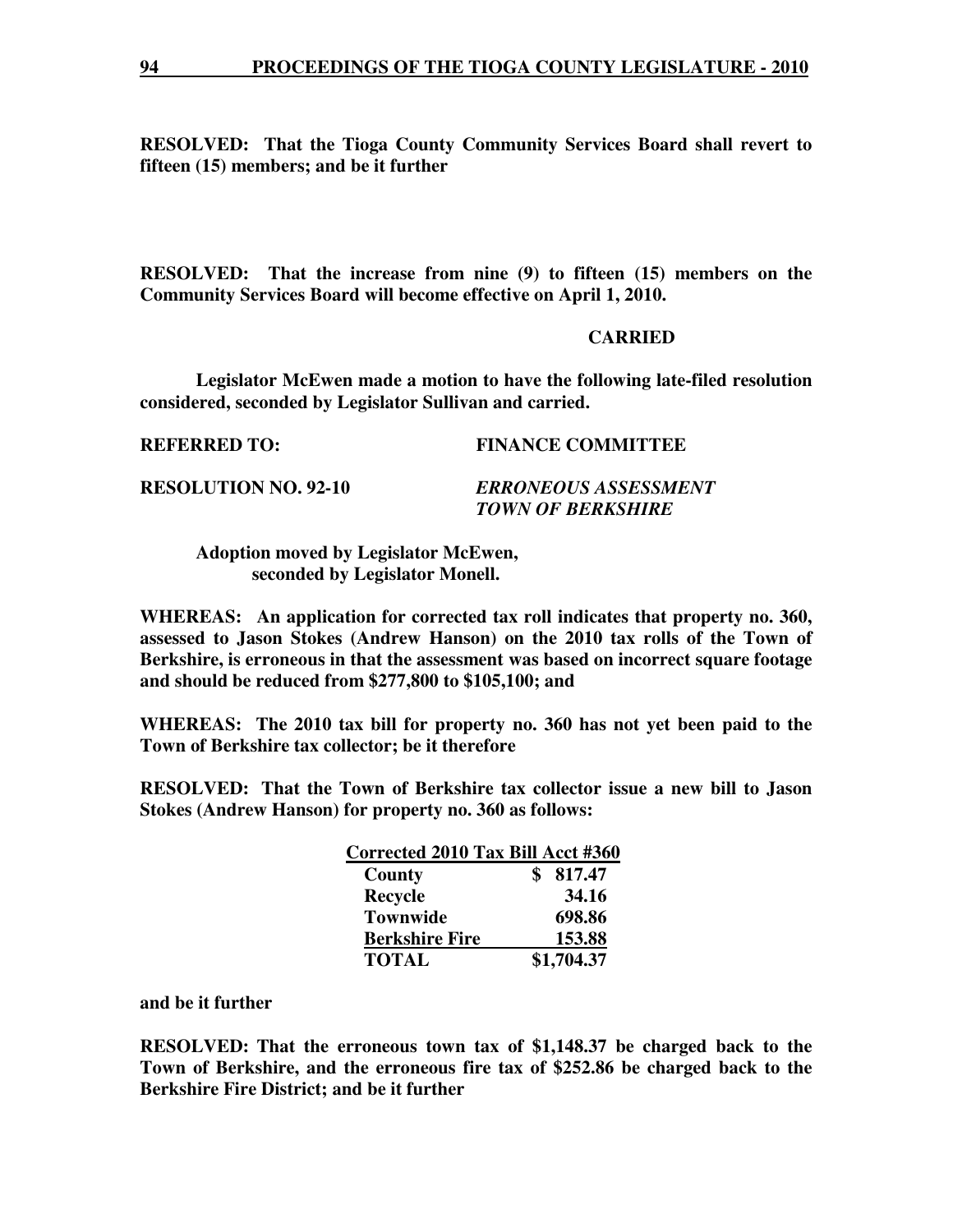**RESOLVED: That the Tioga County Community Services Board shall revert to fifteen (15) members; and be it further**

**RESOLVED: That the increase from nine (9) to fifteen (15) members on the Community Services Board will become effective on April 1, 2010.**

**CARRIED**

**Legislator McEwen made a motion to have the following late-filed resolution considered, seconded by Legislator Sullivan and carried.**

**REFERRED TO:** **FINANCE COMMITTEE**

**RESOLUTION NO. 92-10** ***ERRONEOUS ASSESSMENT TOWN OF BERKSHIRE***

**Adoption moved by Legislator McEwen, seconded by Legislator Monell.**

**WHEREAS: An application for corrected tax roll indicates that property no. 360, assessed to Jason Stokes (Andrew Hanson) on the 2010 tax rolls of the Town of Berkshire, is erroneous in that the assessment was based on incorrect square footage and should be reduced from $277,800 to $105,100; and**

**WHEREAS: The 2010 tax bill for property no. 360 has not yet been paid to the Town of Berkshire tax collector; be it therefore**

**RESOLVED: That the Town of Berkshire tax collector issue a new bill to Jason Stokes (Andrew Hanson) for property no. 360 as follows:**

| Corrected 2010 Tax Bill Acct #360 | |
|---|---|
| County | $ 817.47 |
| Recycle | 34.16 |
| Townwide | 698.86 |
| Berkshire Fire | 153.88 |
| TOTAL | $1,704.37 |

**and be it further**

**RESOLVED: That the erroneous town tax of $1,148.37 be charged back to the Town of Berkshire, and the erroneous fire tax of $252.86 be charged back to the Berkshire Fire District; and be it further**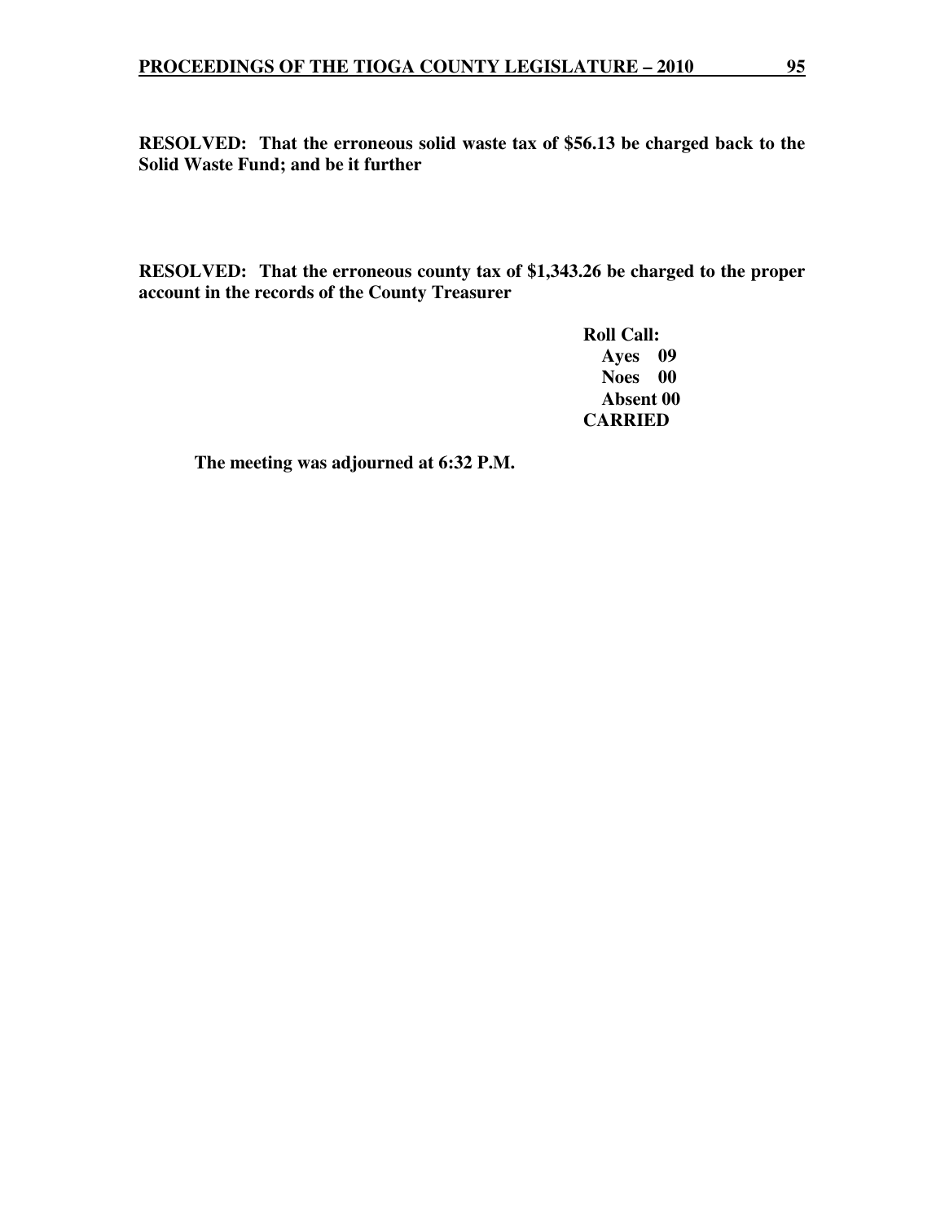**RESOLVED: That the erroneous solid waste tax of $56.13 be charged back to the Solid Waste Fund; and be it further**

**RESOLVED: That the erroneous county tax of $1,343.26 be charged to the proper account in the records of the County Treasurer**

**Roll Call:**
**Ayes 09**
**Noes 00**
**Absent 00**
**CARRIED**

**The meeting was adjourned at 6:32 P.M.**